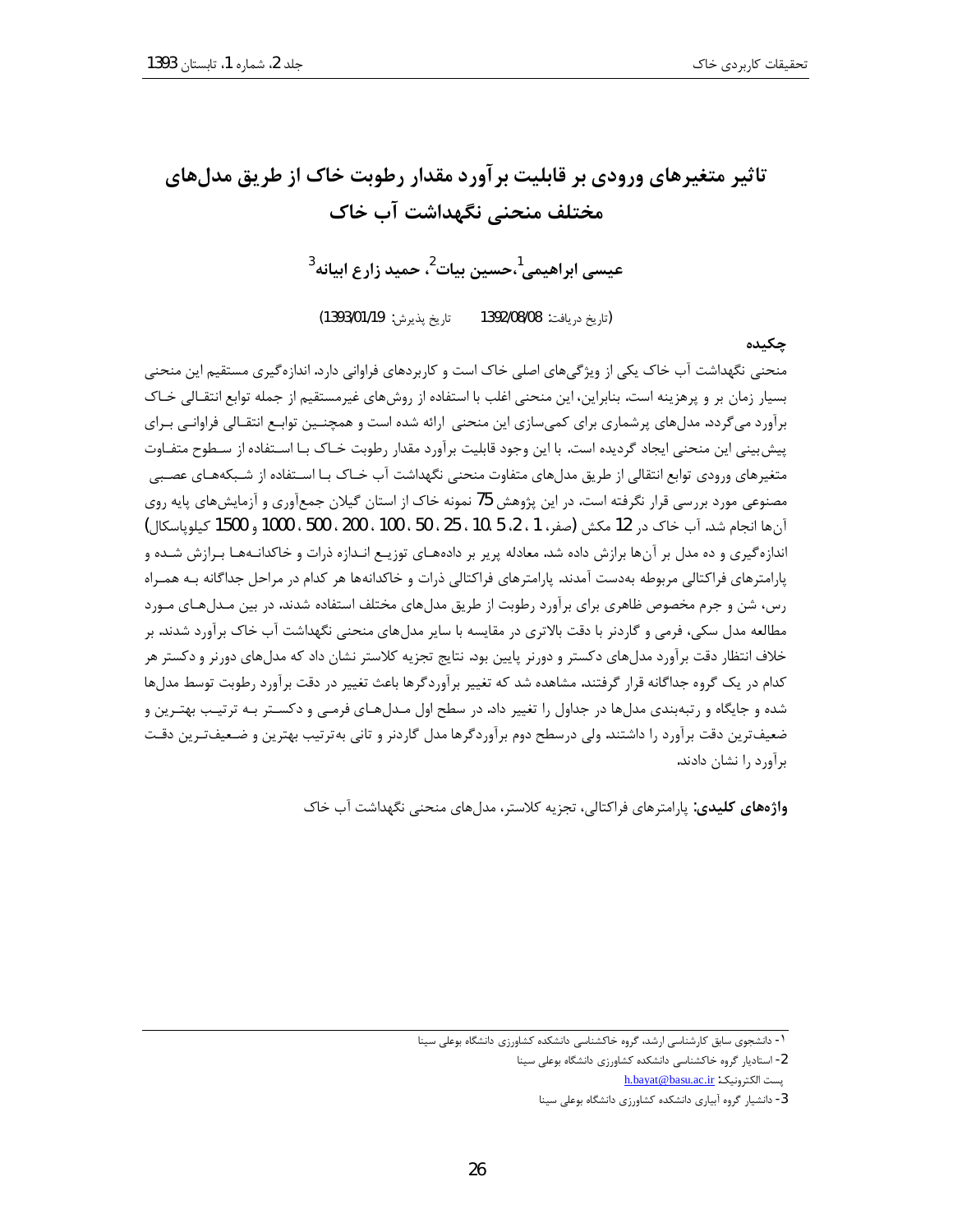# تاثیر متغیرهای ورودی بر قابلیت برآورد مقدار رطوبت خاک از طریق مدل‌های مختلف منحنی نگهداشت آب خاک

**عیسی ابراهیمی[1]، حسین بیات[2]، حمید زارع ابیانه[3]**

(تاریخ دریافت: 1392/08/08 تاریخ پذیرش: 1393/01/19)

## چکیده

منحنی نگهداشت آب خاک یکی از ویژگی‌های اصلی خاک است و کاربردهای فراوانی دارد. اندازه‌گیری مستقیم این منحنی بسیار زمان بر و پرهزینه است. بنابراین، این منحنی اغلب با استفاده از روش‌های غیرمستقیم از جمله توابع انتقالی خاک برآورد می‌گردد. مدل‌های پرشماری برای کمی‌سازی این منحنی ارائه شده است و همچنین توابع انتقالی فراوانی برای پیش‌بینی این منحنی ایجاد گردیده است. با این وجود قابلیت برآورد مقدار رطوبت خاک با استفاده از سطوح متفاوت متغیرهای ورودی توابع انتقالی از طریق مدل‌های متفاوت منحنی نگهداشت آب خاک با استفاده از شبکه‌های عصبی مصنوعی مورد بررسی قرار نگرفته است. در این پژوهش 75 نمونه خاک از استان گیلان جمع‌آوری و آزمایش‌های پایه روی آن‌ها انجام شد. آب خاک در 12 مکش (صفر، 1 ، 2، 5 ،10 ، 25 ، 50 ، 100 ، 200 ، 500 ، 1000 و 1500 کیلوپاسکال) اندازه‌گیری و ده مدل بر آن‌ها برازش داده شد. معادله پریر بر داده‌های توزیع اندازه ذرات و خاکدانه‌ها برازش شده و پارامترهای فراکتالی مربوطه به‌دست آمدند. پارامترهای فراکتالی ذرات و خاکدانه‌ها هر کدام در مراحل جداگانه به همراه رس، شن و جرم مخصوص ظاهری برای برآورد رطوبت از طریق مدل‌های مختلف استفاده شدند. در بین مدل‌های مورد مطالعه مدل سکی، فرمی و گاردنر با دقت بالاتری در مقایسه با سایر مدل‌های منحنی نگهداشت آب خاک برآورد شدند. بر خلاف انتظار دقت برآورد مدل‌های دکستر و دورنر پایین بود. نتایج تجزیه کلاستر نشان داد که مدل‌های دورنر و دکستر هر کدام در یک گروه جداگانه قرار گرفتند. مشاهده شد که تغییر برآوردگرها باعث تغییر در دقت برآورد رطوبت توسط مدل‌ها شده و جایگاه و رتبه‌بندی مدل‌ها در جداول را تغییر داد. در سطح اول مدل‌های فرمی و دکستر به ترتیب بهترین و ضعیف‌ترین دقت برآورد را داشتند. ولی درسطح دوم برآوردگرها مدل گاردنر و تانی به‌ترتیب بهترین و ضعیف‌ترین دقت برآورد را نشان دادند.

**واژه‌های کلیدی:** پارامترهای فراکتالی، تجزیه کلاستر، مدل‌های منحنی نگهداشت آب خاک

---

1- دانشجوی سابق کارشناسی ارشد، گروه خاکشناسی دانشکده کشاورزی دانشگاه بوعلی سینا

2- استادیار گروه خاکشناسی دانشکده کشاورزی دانشگاه بوعلی سینا

پست الکترونیک: h.bayat@basu.ac.ir

3- دانشیار گروه آبیاری دانشکده کشاورزی دانشگاه بوعلی سینا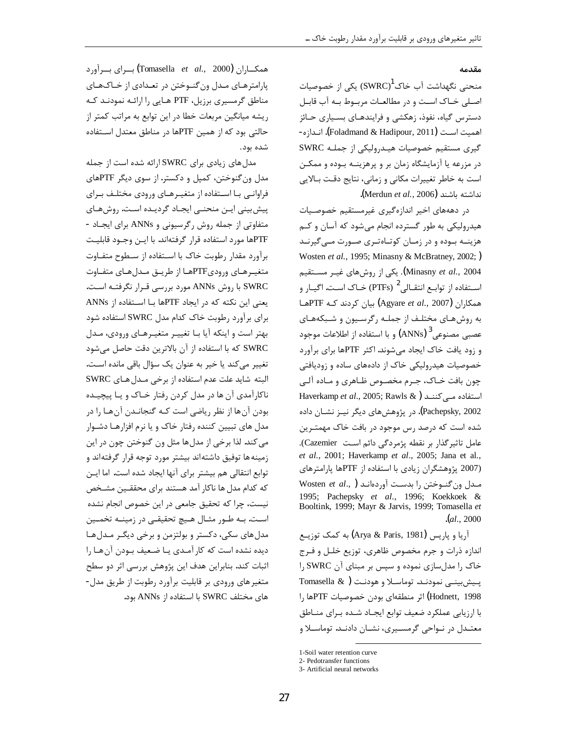## مقدمه

منحنی نگهداشت آب خاک[1] (SWRC) یکی از خصوصیات اصلی خاک است و در مطالعات مربوط به آب قابل دسترس گیاه، نفوذ، زهکشی و فرایندهای بسیاری حائز اهمیت است (Foladmand & Hadipour, 2011). اندازه-گیری مستقیم خصوصیات هیدرولیکی از جمله SWRC در مزرعه یا آزمایشگاه زمان بر و پرهزینه بوده و ممکن است به خاطر تغییرات مکانی و زمانی، نتایج دقت بالایی نداشته باشند (Merdun *et al.*, 2006).

در دهه‌های اخیر اندازه‌گیری غیرمستقیم خصوصیات هیدرولیکی به طور گسترده انجام می‌شود که آسان و کم هزینه بوده و در زمان کوتاه‌تری صورت می‌گیرند (Wosten *et al.*, 1995; Minasny & McBratney, 2002; Minasny *et al.*, 2004). یکی از روش‌های غیر مستقیم استفاده از توابع انتقالی[2] (PTFs) خاک است. اگیار و همکاران (Agyare *et al.*, 2007) بیان کردند که PTFها به روش‌های مختلف از جمله رگرسیون و شبکه‌های عصبی مصنوعی[3] (ANNs) و با استفاده از اطلاعات موجود و زود یافت خاک ایجاد می‌شوند. اکثر PTFها برای برآورد خصوصیات هیدرولیکی خاک از داده‌های ساده و زودیافتی چون بافت خاک، جرم مخصوص ظاهری و ماده آلی استفاده می‌کنند (Haverkamp *et al*., 2005; Rawls & Pachepsky, 2002). در پژوهش‌های دیگر نیز نشان داده شده است که درصد رس موجود در بافت خاک مهمترین عامل تاثیرگذار بر نقطه پژمردگی دائم است (Cazemier *et al*., 2001; Haverkamp *et al*., 2005; Jana et al., 2007) پژوهشگران زیادی با استفاده از PTFها پارامترهای مدل ون‌گنوختن را بدست آورده‌اند (Wosten *et al*., 1995; Pachepsky *et al*., 1996; Koekkoek & Booltink, 1999; Mayr & Jarvis, 1999; Tomasella *et al*., 2000).

آریا و پاریس (Arya & Paris, 1981) به کمک توزیع اندازه ذرات و جرم مخصوص ظاهری، توزیع خلل و فرج خاک را مدل‌سازی نموده و سپس بر مبنای آن SWRC را پیش‌بینی نمودند. توماسلا و هودنت (Tomasella & Hodnett, 1998) اثر منطقه‌ای بودن خصوصیات PTFها را با ارزیابی عملکرد ضعیف توابع ایجاد شده برای مناطق معتدل در نواحی گرمسیری، نشان دادند. توماسلا و همکاران (Tomasella *et al.*, 2000) برای برآورد پارامترهای مدل ون‌گنوختن در تعدادی از خاک‌های مناطق گرمسیری برزیل، PTF هایی را ارائه نمودند که ریشه میانگین مربعات خطا در این توابع به مراتب کمتر از حالتی بود که از همین PTFها در مناطق معتدل استفاده شده بود.

مدل‌های زیادی برای SWRC ارائه شده است از جمله مدل ون‌گنوختن، کمپل و دکستر. از سوی دیگر PTFهای فراوانی با استفاده از متغیرهای ورودی مختلف برای پیش‌بینی این منحنی ایجاد گردیده است. روش‌های متفاوتی از جمله روش رگرسیونی و ANNs برای ایجاد PTF-ها مورد استفاده قرار گرفته‌اند. با این وجود قابلیت برآورد مقدار رطوبت خاک با استفاده از سطوح متفاوت متغیرهای ورودیPTFها از طریق مدل‌های متفاوت SWRC با روش ANNs مورد بررسی قرار نگرفته است. یعنی این نکته که در ایجاد PTFها با استفاده از ANNs برای برآورد رطوبت خاک کدام مدل SWRC استفاده شود بهتر است و اینکه آیا با تغییر متغیرهای ورودی، مدل SWRC که با استفاده از آن بالاترین دقت حاصل می‌شود تغییر می‌کند یا خیر به عنوان یک سؤال باقی مانده است. البته شاید علت عدم استفاده از برخی مدل‌های SWRC ناکارآمدی آن ها در مدل کردن رفتار خاک و یا پیچیده بودن آن‌ها از نظر ریاضی است که گنجاندن آن‌ها را در مدل های تبیین کننده رفتار خاک و یا نرم افزارها دشوار می‌کند. لذا برخی از مدل‌ها مثل ون گنوختن چون در این زمینه‌ها توفیق داشته‌اند بیشتر مورد توجه قرار گرفته‌اند و توابع انتقالی هم بیشتر برای آنها ایجاد شده است. اما این که کدام مدل ها ناکار آمد هستند برای محققین مشخص نیست، چرا که تحقیق جامعی در این خصوص انجام نشده است. به طور مثال هیچ تحقیقی در زمینه تخمین مدل‌های سکی، دکستر و بولتزمن و برخی دیگر مدل‌ها دیده نشده است که کارآمدی یا ضعیف بودن آن‌ها را اثبات کند. بنابراین هدف این پژوهش بررسی اثر دو سطح متغیرهای ورودی بر قابلیت برآورد رطوبت از طریق مدل-های مختلف SWRC با استفاده از ANNs بود.

---

1-Soil water retention curve

2- Pedotransfer functions

3- Artificial neural networks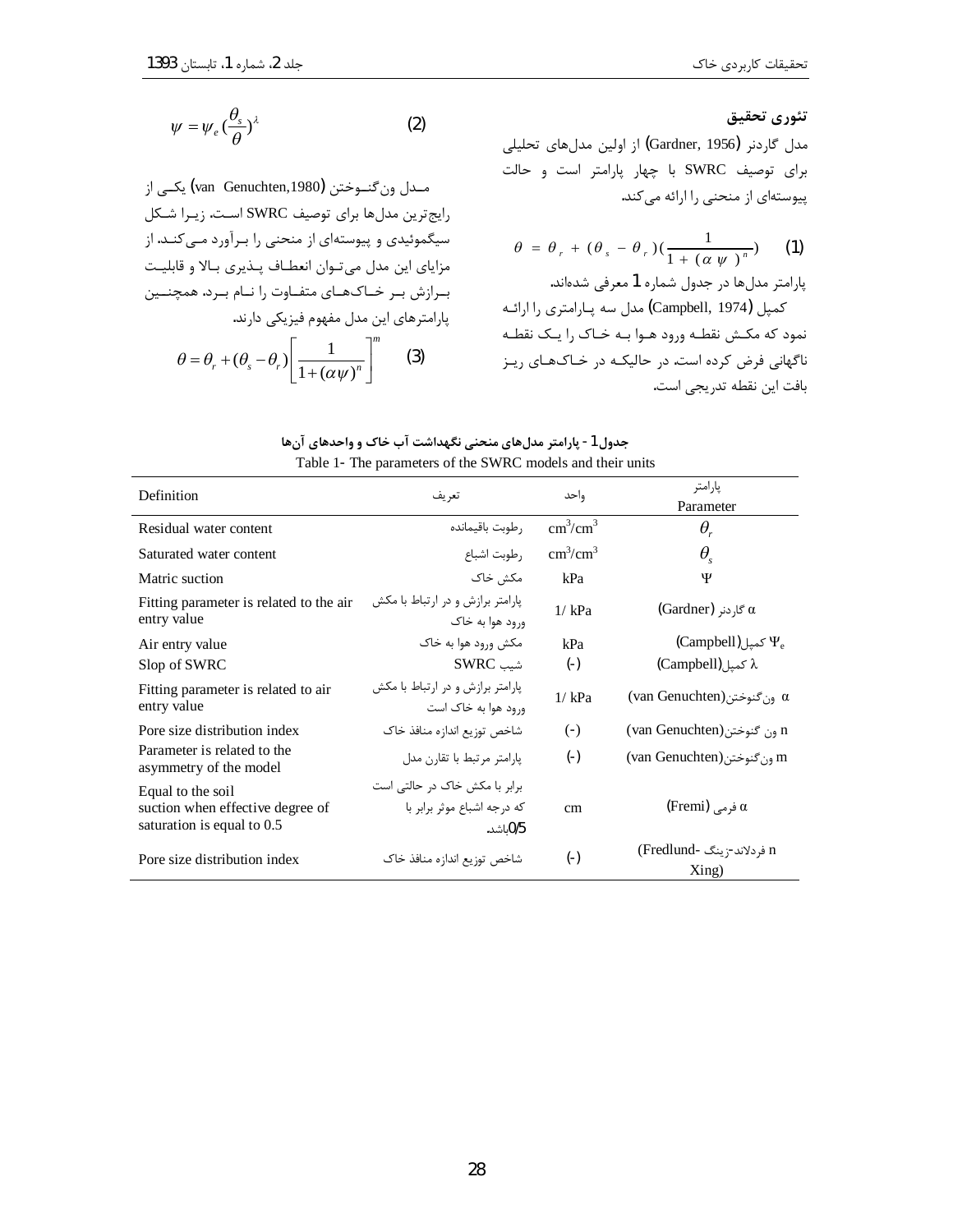### تئوری تحقیق

مدل گاردنر (Gardner, 1956) از اولین مدل‌های تحلیلی برای توصیف SWRC با چهار پارامتر است و حالت پیوسته‌ای از منحنی را ارائه می‌کند.

$$\theta = \theta_r + (\theta_s - \theta_r)\left(\frac{1}{1 + (\alpha \psi)^n}\right) \quad (1)$$

پارامتر مدل‌ها در جدول شماره 1 معرفی شده‌اند.

کمپل (Campbell, 1974) مدل سه پارامتری را ارائه نمود که مکش نقطه ورود هوا به خاک را یک نقطه ناگهانی فرض کرده است. در حالیکه در خاک‌های ریز بافت این نقطه تدریجی است.

$$\psi = \psi_e \left(\frac{\theta_s}{\theta}\right)^{\lambda} \quad (2)$$

مدل ون‌گنوختن (van Genuchten,1980) یکی از رایج‌ترین مدل‌ها برای توصیف SWRC است. زیرا شکل سیگموئیدی و پیوسته‌ای از منحنی را برآورد می‌کند. از مزایای این مدل می‌توان انعطاف پذیری بالا و قابلیت برازش بر خاک‌های متفاوت را نام برد. همچنین پارامترهای این مدل مفهوم فیزیکی دارند.

$$\theta = \theta_r + (\theta_s - \theta_r)\left[\frac{1}{1 + (\alpha\psi)^n}\right]^m \quad (3)$$

**جدول 1 - پارامتر مدل‌های منحنی نگهداشت آب خاک و واحدهای آن‌ها**

Table 1- The parameters of the SWRC models and their units

| Definition | تعریف | واحد | پارامتر Parameter |
|---|---|---|---|
| Residual water content | رطوبت باقیمانده | $cm^3/cm^3$ | $\theta_r$ |
| Saturated water content | رطوبت اشباع | $cm^3/cm^3$ | $\theta_s$ |
| Matric suction | مکش خاک | kPa | $\Psi$ |
| Fitting parameter is related to the air entry value | پارامتر برازش و در ارتباط با مکش ورود هوا به خاک | 1/ kPa | $\alpha$ گاردنر (Gardner) |
| Air entry value | مکش ورود هوا به خاک | kPa | $\Psi_e$ کمپل (Campbell) |
| Slop of SWRC | شیب SWRC | (-) | $\lambda$ کمپل (Campbell) |
| Fitting parameter is related to air entry value | پارامتر برازش و در ارتباط با مکش ورود هوا به خاک است | 1/ kPa | $\alpha$ ون‌گنوختن (van Genuchten) |
| Pore size distribution index | شاخص توزیع اندازه منافذ خاک | (-) | n ون گنوختن (van Genuchten) |
| Parameter is related to the asymmetry of the model | پارامتر مرتبط با تقارن مدل | (-) | m ون‌گنوختن (van Genuchten) |
| Equal to the soil suction when effective degree of saturation is equal to 0.5 | برابر با مکش خاک در حالتی است که درجه اشباع موثر برابر با 0/5 باشد. | cm | $\alpha$ فرمی (Fremi) |
| Pore size distribution index | شاخص توزیع اندازه منافذ خاک | (-) | n فردلاند-زینگ (Fredlund- Xing) |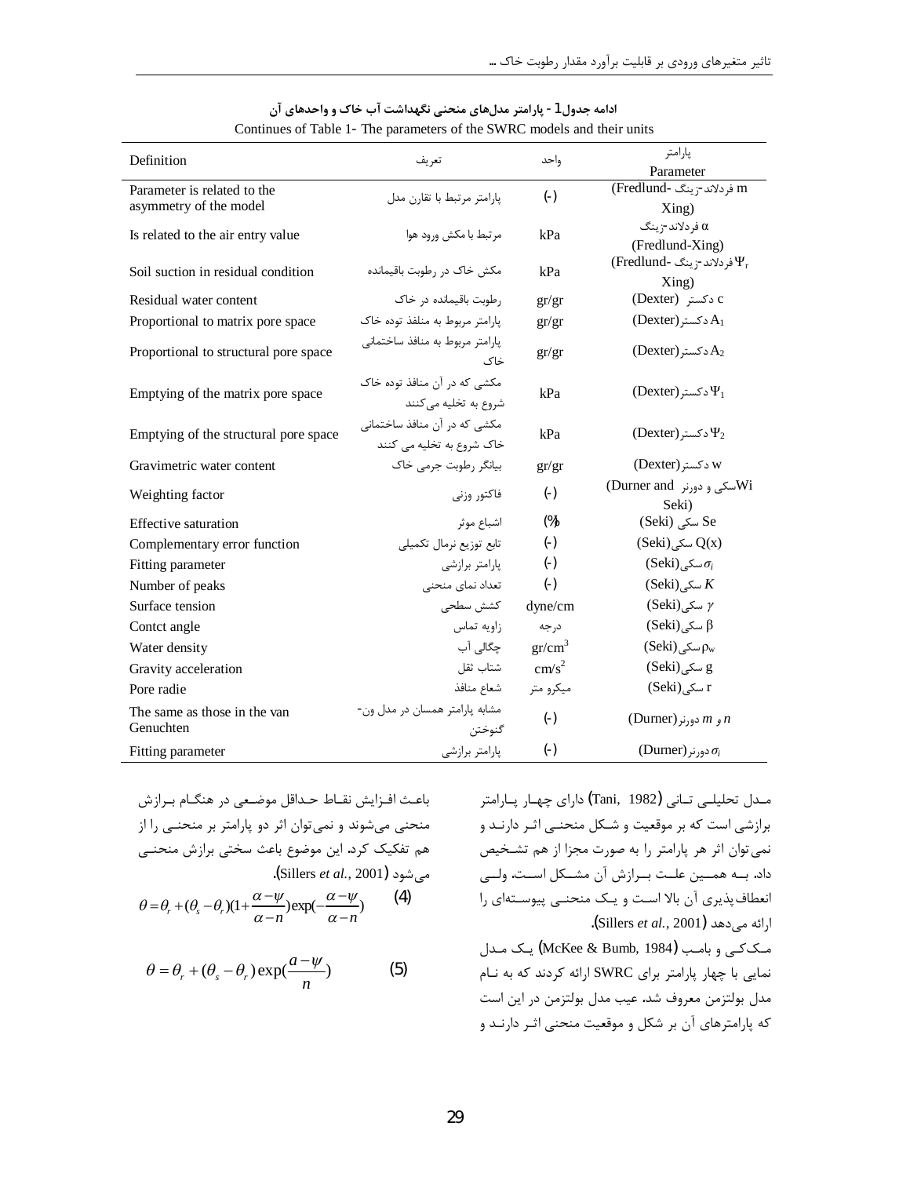ادامه جدول1 - پارامتر مدل‌های منحنی نگهداشت آب خاک و واحدهای آن

Continues of Table 1- The parameters of the SWRC models and their units

| Definition | تعریف | واحد | پارامتر Parameter |
|---|---|---|---|
| Parameter is related to the asymmetry of the model | پارامتر مرتبط با تقارن مدل | (-) | m فردلاند-زینگ (Fredlund-Xing) |
| Is related to the air entry value | مرتبط با مکش ورود هوا | kPa | α فردلاند-زینگ (Fredlund-Xing) |
| Soil suction in residual condition | مکش خاک در رطوبت باقیمانده | kPa | $\Psi_r$ فردلاند-زینگ (Fredlund-Xing) |
| Residual water content | رطوبت باقیمانده در خاک | gr/gr | c دکستر (Dexter) |
| Proportional to matrix pore space | پارامتر مربوط به منافذ توده خاک | gr/gr | $A_1$ دکستر (Dexter) |
| Proportional to structural pore space | پارامتر مربوط به منافذ ساختمانی خاک | gr/gr | $A_2$ دکستر (Dexter) |
| Emptying of the matrix pore space | مکشی که در آن منافذ توده خاک شروع به تخلیه می‌کنند | kPa | $\Psi_1$ دکستر (Dexter) |
| Emptying of the structural pore space | مکشی که در آن منافذ ساختمانی خاک شروع به تخلیه می کنند | kPa | $\Psi_2$ دکستر (Dexter) |
| Gravimetric water content | بیانگر رطوبت جرمی خاک | gr/gr | w دکستر (Dexter) |
| Weighting factor | فاکتور وزنی | (-) | Wi سکی و دورنر (Durner and Seki) |
| Effective saturation | اشباع موثر | (%) | Se سکی (Seki) |
| Complementary error function | تابع توزیع نرمال تکمیلی | (-) | Q(x) سکی (Seki) |
| Fitting parameter | پارامتر برازشی | (-) | $\sigma_i$ سکی (Seki) |
| Number of peaks | تعداد نمای منحنی | (-) | $K$ سکی (Seki) |
| Surface tension | کشش سطحی | dyne/cm | $\gamma$ سکی (Seki) |
| Contct angle | زاویه تماس | درجه | β سکی (Seki) |
| Water density | چگالی آب | $gr/cm^3$ | $\rho_w$ سکی (Seki) |
| Gravity acceleration | شتاب ثقل | $cm/s^2$ | g سکی (Seki) |
| Pore radie | شعاع منافذ | میکرو متر | r سکی (Seki) |
| The same as those in the van Genuchten | مشابه پارامتر همسان در مدل ون-گنوختن | (-) | $n$ و $m$ دورنر (Durner) |
| Fitting parameter | پارامتر برازشی | (-) | $\sigma_i$ دورنر (Durner) |

مدل تحلیلی تانی (Tani, 1982) دارای چهار پارامتر برازشی است که بر موقعیت و شکل منحنی اثر دارند و نمی‌توان اثر هر پارامتر را به صورت مجزا از هم تشخیص داد. به همین علت برازش آن مشکل است. ولی انعطاف‌پذیری آن بالا است و یک منحنی پیوسته‌ای را ارائه می‌دهد (Sillers *et al.*, 2001).

$$\theta = \theta_r + (\theta_s - \theta_r)(1 + \frac{\alpha - \psi}{\alpha - n})\exp(-\frac{\alpha - \psi}{\alpha - n}) \qquad (4)$$

مک‌کی و بامب (McKee & Bumb, 1984) یک مدل نمایی با چهار پارامتر برای SWRC ارائه کردند که به نام مدل بولتزمن معروف شد. عیب مدل بولتزمن در این است که پارامترهای آن بر شکل و موقعیت منحنی اثر دارند و باعث افزایش نقاط حداقل موضعی در هنگام برازش منحنی می‌شوند و نمی‌توان اثر دو پارامتر بر منحنی را از هم تفکیک کرد. این موضوع باعث سختی برازش منحنی می‌شود (Sillers *et al.*, 2001).

$$\theta = \theta_r + (\theta_s - \theta_r)\exp(\frac{a - \psi}{n}) \qquad (5)$$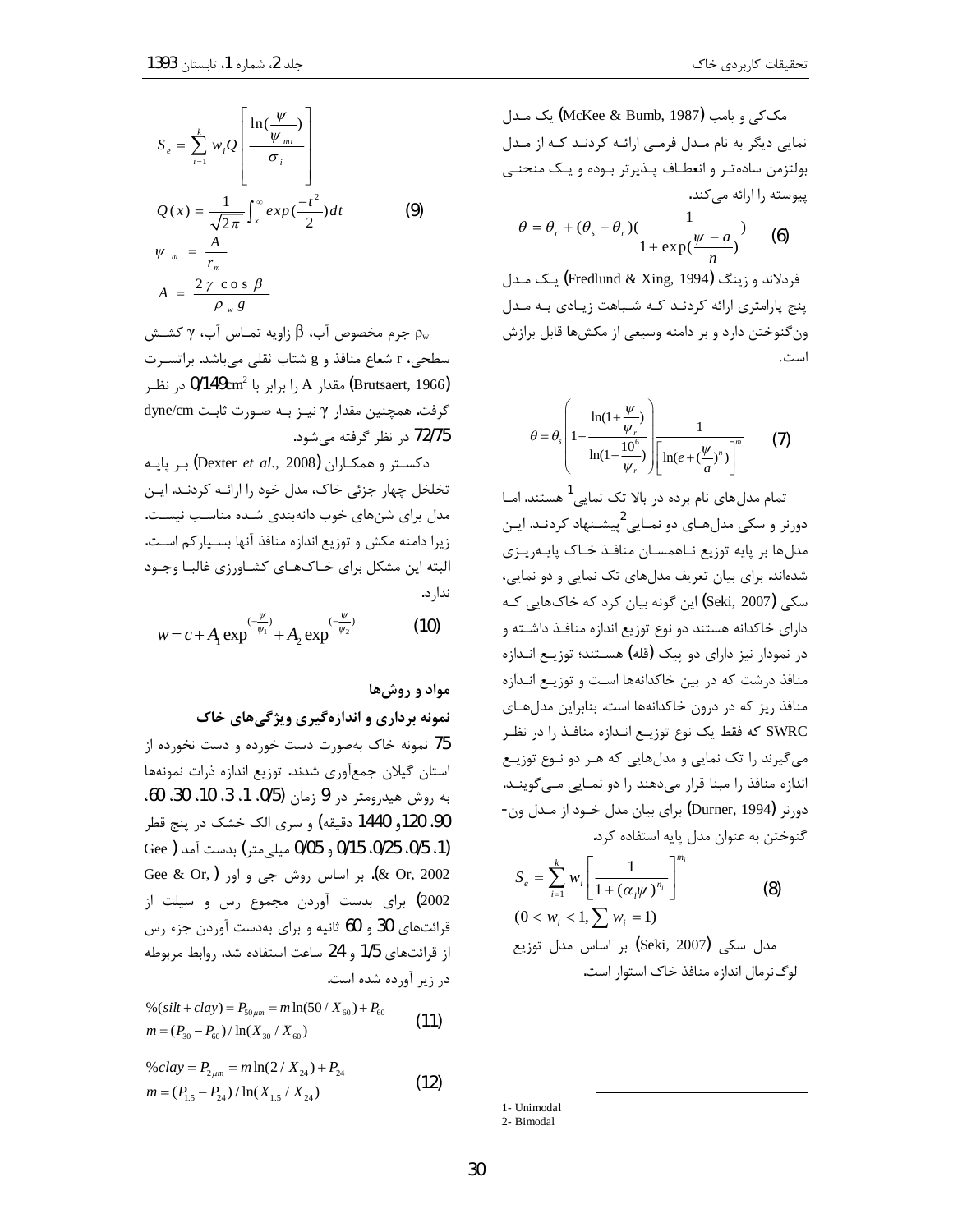مک‌کی و بامب (McKee & Bumb, 1987) یک مـدل نمایی دیگر به نام مـدل فرمـی ارائـه کردنـد کـه از مـدل بولتزمن ساده‌تـر و انعطـاف پـذیرتر بـوده و یـک منحنـی پیوسته را ارائه می‌کند.

$$\theta = \theta_r + (\theta_s - \theta_r)\left(\frac{1}{1+\exp(\frac{\psi - a}{n})}\right) \qquad (6)$$

فردلاند و زینگ (Fredlund & Xing, 1994) یـک مـدل پنج پارامتری ارائه کردنـد کـه شـباهت زیـادی بـه مـدل ون‌گنوختن دارد و بر دامنه وسیعی از مکش‌ها قابل برازش است.

$$\theta = \theta_s \left(1 - \frac{\ln(1+\frac{\psi}{\psi_r})}{\ln(1+\frac{10^6}{\psi_r})}\right)\frac{1}{\left[\ln(e+(\frac{\psi}{a})^n)\right]^m} \qquad (7)$$

تمام مدل‌های نام برده در بالا تک نمایی[1] هستند. امـا دورنر و سکی مدل‌هـای دو نمـایی[2] پیشـنهاد کردنـد. ایـن مدل‌ها بر پایه توزیع نـاهمسـان منافـذ خـاک پایـه‌ریـزی شده‌اند. برای بیان تعریف مدل‌های تک نمایی و دو نمایی، سکی (Seki, 2007) این گونه بیان کرد که خاک‌هایی کـه دارای خاکدانه هستند دو نوع توزیع اندازه منافـذ داشـته و در نمودار نیز دارای دو پیک (قله) هسـتند؛ توزیـع انـدازه منافذ درشت که در بین خاکدانه‌ها اسـت و توزیـع انـدازه منافذ ریز که در درون خاکدانه‌ها است. بنابراین مدل‌هـای SWRC که فقط یک نوع توزیـع انـدازه منافـذ را در نظـر می‌گیرند را تک نمایی و مدل‌هایی که هـر دو نـوع توزیـع اندازه منافذ را مبنا قرار می‌دهند را دو نمـایی مـی‌گوینـد. دورنر (Durner, 1994) برای بیان مدل خـود از مـدل ون-گنوختن به عنوان مدل پایه استفاده کرد.

$$S_e = \sum_{i=1}^{k} w_i \left[\frac{1}{1+(\alpha_i \psi)^{n_i}}\right]^{m_i} \qquad (8)$$
$$(0 < w_i < 1, \sum w_i = 1)$$

مدل سکی (Seki, 2007) بر اساس مدل توزیع لوگ‌نرمال اندازه منافذ خاک استوار است.

$$S_e = \sum_{i=1}^{k} w_i Q\left[\frac{\ln(\frac{\psi}{\psi_{mi}})}{\sigma_i}\right]$$
$$Q(x) = \frac{1}{\sqrt{2\pi}}\int_x^{\infty} exp(\frac{-t^2}{2})dt \qquad (9)$$
$$\psi_m = \frac{A}{r_m}$$
$$A = \frac{2\gamma \cos\beta}{\rho_w g}$$

$\rho_w$ جرم مخصوص آب، $\beta$ زاویه تمـاس آب، $\gamma$ کشـش سطحی، r شعاع منافذ و g شتاب ثقلی می‌باشد. براتسـرت (Brutsaert, 1966) مقدار A را برابر با $0/149 cm^2$ در نظـر گرفت. همچنین مقدار $\gamma$ نیـز بـه صـورت ثابـت dyne/cm 72/75 در نظر گرفته می‌شود.

دکسـتر و همکـاران (Dexter *et al.*, 2008) بـر پایـه تخلخل چهار جزئی خاک، مدل خود را ارائـه کردنـد. ایـن مدل برای شن‌های خوب دانه‌بندی شـده مناسـب نیسـت. زیرا دامنه مکش و توزیع اندازه منافذ آنها بسـیارکم اسـت. البته این مشکل برای خـاک‌هـای کشـاورزی غالبـا وجـود ندارد.

$$w = c + A_1 \exp^{(-\frac{\psi}{\psi_1})} + A_2 \exp^{(-\frac{\psi}{\psi_2})} \qquad (10)$$

## مواد و روش‌ها

### نمونه برداری و اندازه‌گیری ویژگی‌های خاک

75 نمونه خاک به‌صورت دست خورده و دست نخورده از استان گیلان جمع‌آوری شدند. توزیع اندازه ذرات نمونه‌ها به روش هیدرومتر در 9 زمان (0/5، 1، 3، 10، 30، 60، 90، 120و 1440 دقیقه) و سری الک خشک در پنج قطر (1، 0/5، 0/25، 0/15 و 0/05 میلی‌متر) بدست آمد (Gee & Or, 2002). بر اساس روش جی و اور (Gee & Or, 2002) برای بدست آوردن مجموع رس و سیلت از قرائت‌های 30 و 60 ثانیه و برای به‌دست آوردن جزء رس از قرائت‌های 1/5 و 24 ساعت استفاده شد. روابط مربوطه در زیر آورده شده است.

$$\%(silt+clay) = P_{50\mu m} = m\ln(50/X_{60}) + P_{60}$$
$$m = (P_{30} - P_{60})/\ln(X_{30}/X_{60}) \qquad (11)$$

$$\%clay = P_{2\mu m} = m\ln(2/X_{24}) + P_{24}$$
$$m = (P_{1.5} - P_{24})/\ln(X_{1.5}/X_{24}) \qquad (12)$$

---

1- Unimodal

2- Bimodal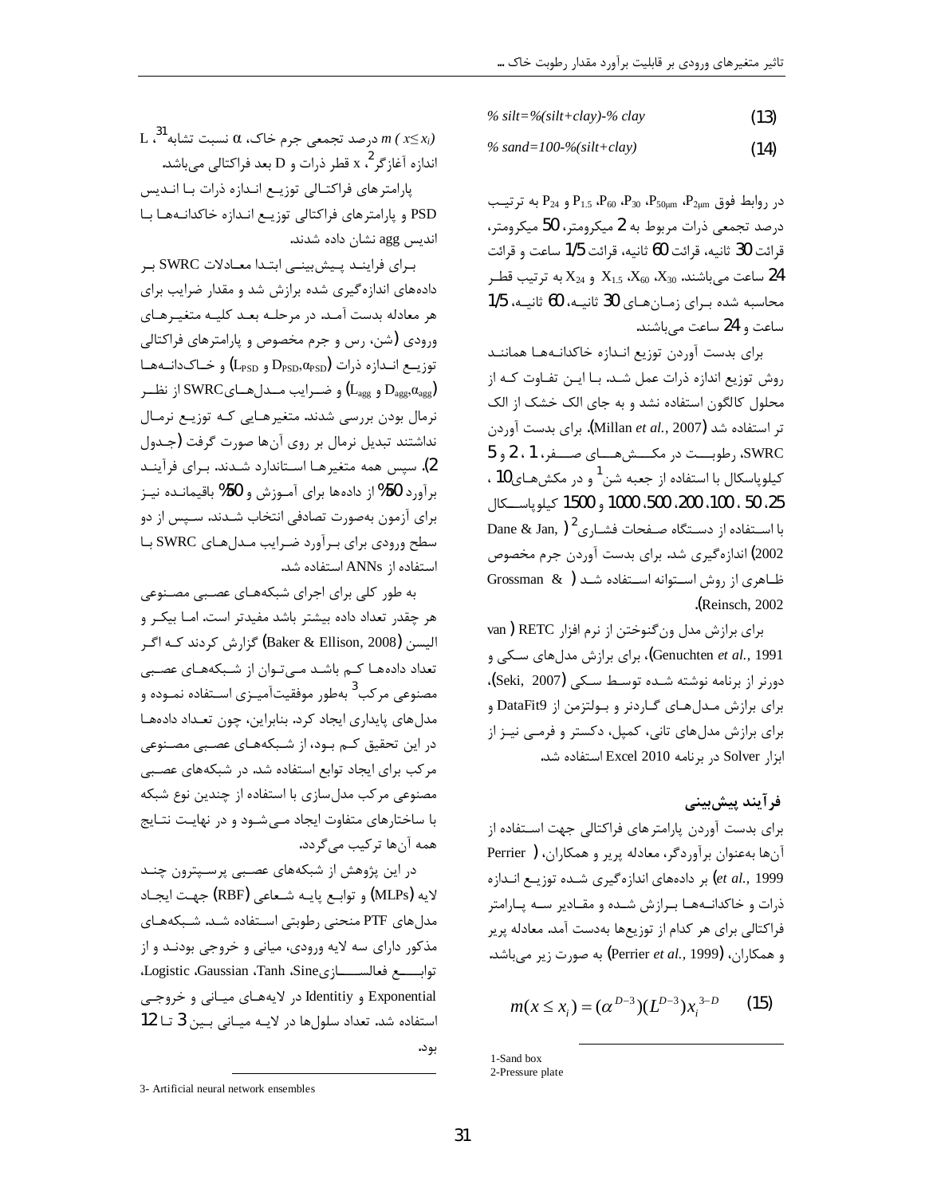$$\% \, silt = \%(silt+clay) - \% \, clay \quad (13)$$

$$\% \, sand = 100 - \%(silt+clay) \quad (14)$$

در روابط فوق $P_{2\mu m}$، $P_{50\mu m}$، $P_{30}$، $P_{60}$، $P_{1.5}$ و $P_{24}$ به ترتیب درصد تجمعی ذرات مربوط به 2 میکرومتر، 50 میکرومتر، قرائت 30 ثانیه، قرائت 60 ثانیه، قرائت 1/5 ساعت و قرائت 24 ساعت می‌باشند. $X_{30}$، $X_{60}$، $X_{1.5}$ و $X_{24}$ به ترتیب قطر محاسبه شده برای زمان‌های 30 ثانیه، 60 ثانیه، 1/5 ساعت و 24 ساعت می‌باشند.

برای بدست آوردن توزیع اندازه خاکدانه‌ها همانند روش توزیع اندازه ذرات عمل شد. با این تفاوت که از محلول کالگون استفاده نشد و به جای الک خشک از الک تر استفاده شد (Millan *et al.*, 2007). برای بدست آوردن SWRC، رطوبت در مکش‌های صفر، 1، 2 و 5 کیلوپاسکال با استفاده از جعبه شن[1] و در مکش‌های 10، 25، 50، 100، 200، 500، 1000 و 1500 کیلوپاسکال با استفاده از دستگاه صفحات فشاری[2] (Dane & Jan, 2002) اندازه‌گیری شد. برای بدست آوردن جرم مخصوص ظاهری از روش استوانه استفاده شد (Grossman & Reinsch, 2002).

برای برازش مدل ون‌گنوختن از نرم افزار RETC (van Genuchten *et al.*, 1991)، برای برازش مدل‌های سکی و دورنر از برنامه نوشته شده توسط سکی (Seki, 2007)، برای برازش مدل‌های گاردنر و بولتزمن از DataFit9 و برای برازش مدل‌های تانی، کمپل، دکستر و فرمی نیز از ابزار Solver در برنامه Excel 2010 استفاده شد.

## فرآیند پیش‌بینی

برای بدست آوردن پارامترهای فراکتالی جهت استفاده از آن‌ها به‌عنوان برآوردگر، معادله پریر و همکاران، (Perrier *et al.*, 1999) بر داده‌های اندازه‌گیری شده توزیع اندازه ذرات و خاکدانه‌ها برازش شده و مقادیر سه پارامتر فراکتالی برای هر کدام از توزیع‌ها به‌دست آمد. معادله پریر و همکاران، (Perrier *et al.*, 1999) به صورت زیر می‌باشد.

$$m(x \le x_i) = (\alpha^{D-3})(L^{D-3})x_i^{3-D} \quad (15)$$

$m\,(x \le x_i)$ درصد تجمعی جرم خاک، $\alpha$ نسبت تشابه[31]، L اندازه آغازگر[2]، x قطر ذرات و D بعد فراکتالی می‌باشد.

پارامترهای فراکتالی توزیع اندازه ذرات با اندیس PSD و پارامترهای فراکتالی توزیع اندازه خاکدانه‌ها با اندیس agg نشان داده شدند.

برای فرایند پیش‌بینی ابتدا معادلات SWRC بر داده‌های اندازه‌گیری شده برازش شد و مقدار ضرایب برای هر معادله بدست آمد. در مرحله بعد کلیه متغیرهای ورودی (شن، رس و جرم مخصوص و پارامترهای فراکتالی توزیع اندازه ذرات ($L_{PSD}$ و $D_{PSD}$،$\alpha_{PSD}$) و خاک‌دانه‌ها ($L_{agg}$ و $D_{agg}$،$\alpha_{agg}$) و ضرایب مدل‌هایSWRC از نظر نرمال بودن بررسی شدند. متغیرهایی که توزیع نرمال نداشتند تبدیل نرمال بر روی آن‌ها صورت گرفت (جدول 2). سپس همه متغیرها استاندارد شدند. برای فرآیند برآورد 50% از داده‌ها برای آموزش و 50% باقیمانده نیز برای آزمون به‌صورت تصادفی انتخاب شدند. سپس از دو سطح ورودی برای برآورد ضرایب مدل‌های SWRC با استفاده از ANNs استفاده شد.

به طور کلی برای اجرای شبکه‌های عصبی مصنوعی هر چقدر تعداد داده بیشتر باشد مفیدتر است. اما بیکر و الیسن (Baker & Ellison, 2008) گزارش کردند که اگر تعداد داده‌ها کم باشد می‌توان از شبکه‌های عصبی مصنوعی مرکب[3] به‌طور موفقیت‌آمیزی استفاده نموده و مدل‌های پایداری ایجاد کرد. بنابراین، چون تعداد داده‌ها در این تحقیق کم بود، از شبکه‌های عصبی مصنوعی مرکب برای ایجاد توابع استفاده شد. در شبکه‌های عصبی مصنوعی مرکب مدل‌سازی با استفاده از چندین نوع شبکه با ساختارهای متفاوت ایجاد می‌شود و در نهایت نتایج همه آن‌ها ترکیب می‌گردد.

در این پژوهش از شبکه‌های عصبی پرسپترون چند لایه (MLPs) و توابع پایه شعاعی (RBF) جهت ایجاد مدل‌های PTF منحنی رطوبتی استفاده شد. شبکه‌های مذکور دارای سه لایه ورودی، میانی و خروجی بودند و از توابع فعال‌سازیSine، Tanh، Gaussian، Logistic، Exponential و Identitiy در لایه‌های میانی و خروجی استفاده شد. تعداد سلول‌ها در لایه میانی بین 3 تا 12 بود.

---

1-Sand box

2-Pressure plate

3- Artificial neural network ensembles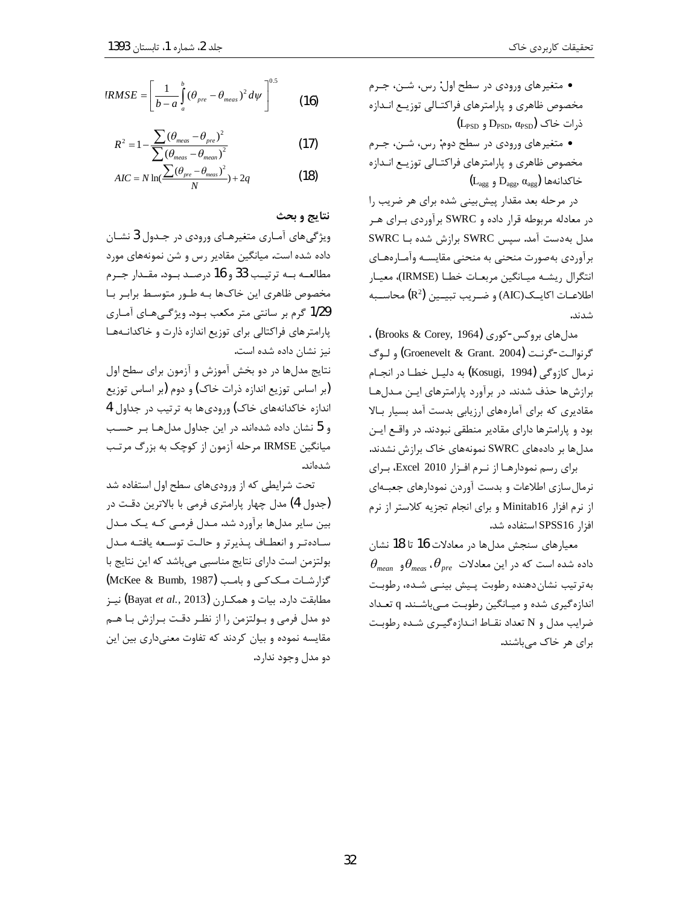• متغیرهای ورودی در سطح اول: رس، شن، جرم مخصوص ظاهری و پارامترهای فراکتالی توزیع اندازه ذرات خاک ($L_{PSD}$ و $D_{PSD}$, $\alpha_{PSD}$)

• متغیرهای ورودی در سطح دوم: رس، شن، جرم مخصوص ظاهری و پارامترهای فراکتالی توزیع اندازه خاکدانه‌ها ($L_{agg}$ و $D_{agg}$, $\alpha_{agg}$)

در مرحله بعد مقدار پیش‌بینی شده برای هر ضریب را در معادله مربوطه قرار داده و SWRC برآوردی برای هر مدل به‌دست آمد. سپس SWRC برازش شده با SWRC برآوردی به‌صورت منحنی به منحنی مقایسه وآماره‌های انتگرال ریشه میانگین مربعات خطا (IRMSE)، معیار اطلاعات اکایک(AIC) و ضریب تبیین ($R^2$) محاسبه شدند.

مدل‌های بروکس-کوری (Brooks & Corey, 1964) ، گرنوالت-گرنت (Groenevelt & Grant. 2004) و لوگ نرمال کازوگی (Kosugi, 1994) به دلیل خطا در انجام برازش‌ها حذف شدند. در برآورد پارامترهای این مدل‌ها مقادیری که برای آماره‌های ارزیابی بدست آمد بسیار بالا بود و پارامترها دارای مقادیر منطقی نبودند. در واقع این مدل‌ها بر داده‌های SWRC نمونه‌های خاک برازش نشدند.

برای رسم نمودارها از نرم افزار Excel 2010، برای نرمال‌سازی اطلاعات و بدست آوردن نمودارهای جعبه‌ای از نرم افزار Minitab16 و برای انجام تجزیه کلاستر از نرم افزار SPSS16 استفاده شد.

معیارهای سنجش مدل‌ها در معادلات 16 تا 18 نشان داده شده است که در این معادلات $\theta_{pre}$، $\theta_{meas}$و $\theta_{mean}$ به‌ترتیب نشان‌دهنده رطوبت پیش بینی شده، رطوبت اندازه‌گیری شده و میانگین رطوبت می‌باشند. q تعداد ضرایب مدل و N تعداد نقاط اندازه‌گیری شده رطوبت برای هر خاک می‌باشند.

$$IRMSE = \left[ \frac{1}{b-a} \int_a^b (\theta_{pre} - \theta_{meas})^2 \, d\psi \right]^{0.5} \qquad (16)$$

$$R^2 = 1 - \frac{\sum (\theta_{meas} - \theta_{pre})^2}{\sum (\theta_{meas} - \theta_{mean})^2} \qquad (17)$$

$$AIC = N \ln\left(\frac{\sum (\theta_{pre} - \theta_{meas})^2}{N}\right) + 2q \qquad (18)$$

## نتایج و بحث

ویژگی‌های آماری متغیرهای ورودی در جدول 3 نشان داده شده است. میانگین مقادیر رس و شن نمونه‌های مورد مطالعه به ترتیب 33 و 16 درصد بود. مقدار جرم مخصوص ظاهری این خاک‌ها به طور متوسط برابر با 1/29 گرم بر سانتی متر مکعب بود. ویژگی‌های آماری پارامترهای فراکتالی برای توزیع اندازه ذارت و خاکدانه‌ها نیز نشان داده شده است.

نتایج مدل‌ها در دو بخش آموزش و آزمون برای سطح اول (بر اساس توزیع اندازه ذرات خاک) و دوم (بر اساس توزیع اندازه خاکدانه‌های خاک) ورودی‌ها به ترتیب در جداول 4 و 5 نشان داده شده‌اند. در این جداول مدل‌ها بر حسب میانگین IRMSE مرحله آزمون از کوچک به بزرگ مرتب شده‌اند.

تحت شرایطی که از ورودی‌های سطح اول استفاده شد (جدول 4) مدل چهار پارامتری فرمی با بالاترین دقت در بین سایر مدل‌ها برآورد شد. مدل فرمی که یک مدل ساده‌تر و انعطاف پذیرتر و حالت توسعه یافته مدل بولتزمن است دارای نتایج مناسبی می‌باشد که این نتایج با گزارشات مک‌کی و بامب (McKee & Bumb, 1987) مطابقت دارد. بیات و همکاران (Bayat *et al.*, 2013) نیز دو مدل فرمی و بولتزمن را از نظر دقت برازش با هم مقایسه نموده و بیان کردند که تفاوت معنی‌داری بین این دو مدل وجود ندارد.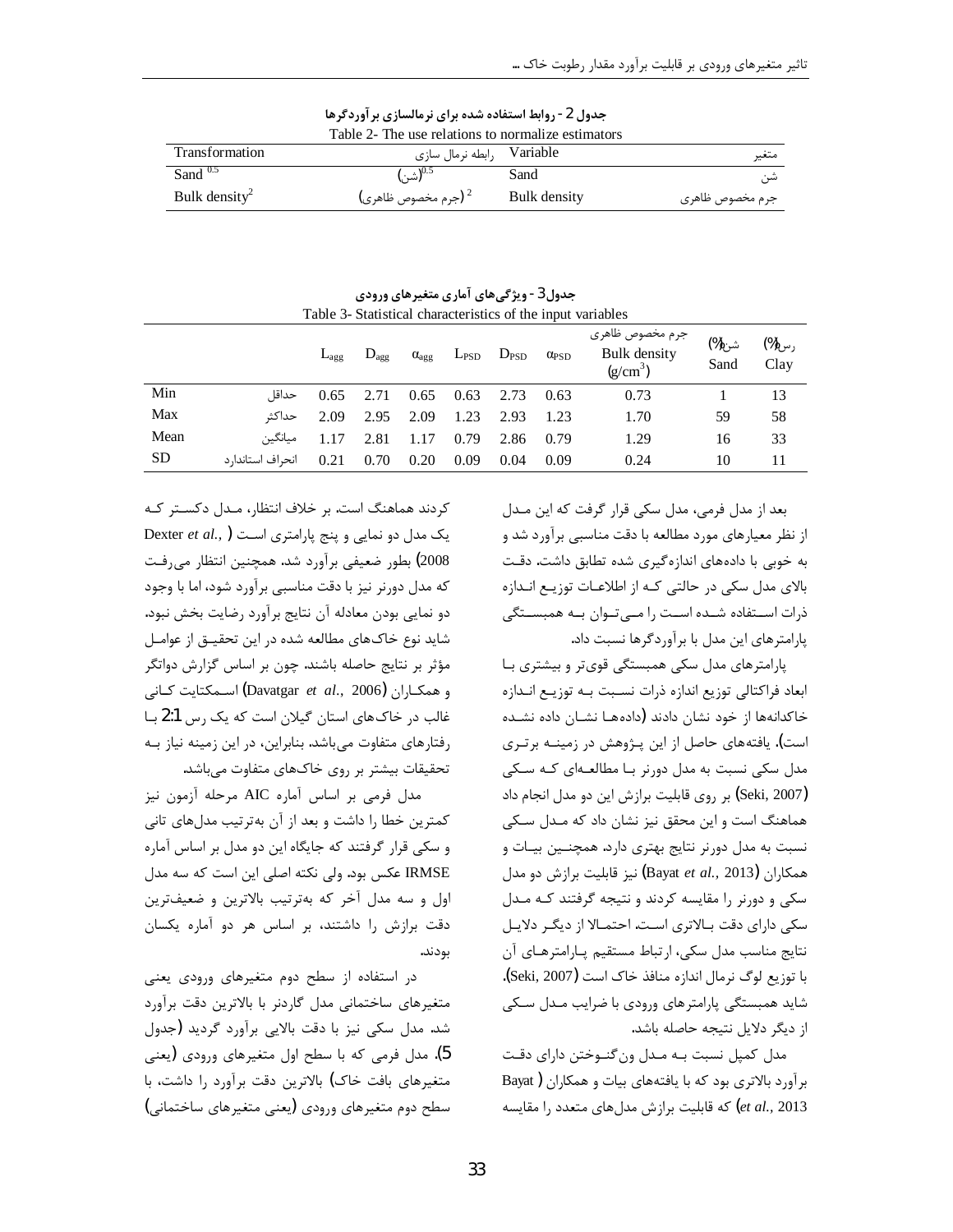**جدول 2 - روابط استفاده شده برای نرمالسازی برآوردگرها**

Table 2- The use relations to normalize estimators

| Transformation | رابطه نرمال سازی | Variable | متغیر |
|---|---|---|---|
| Sand $^{0.5}$ | $^{0.5}$(شن) | Sand | شن |
| Bulk density$^2$ | $^2$(جرم مخصوص ظاهری) | Bulk density | جرم مخصوص ظاهری |

**جدول3 - ویژگی‌های آماری متغیرهای ورودی**

Table 3- Statistical characteristics of the input variables

| | | $L_{agg}$ | $D_{agg}$ | $\alpha_{agg}$ | $L_{PSD}$ | $D_{PSD}$ | $\alpha_{PSD}$ | جرم مخصوص ظاهری Bulk density (g/cm$^3$) | شن(%) Sand | رس(%) Clay |
|---|---|---|---|---|---|---|---|---|---|---|
| Min | حداقل | 0.65 | 2.71 | 0.65 | 0.63 | 2.73 | 0.63 | 0.73 | 1 | 13 |
| Max | حداکثر | 2.09 | 2.95 | 2.09 | 1.23 | 2.93 | 1.23 | 1.70 | 59 | 58 |
| Mean | میانگین | 1.17 | 2.81 | 1.17 | 0.79 | 2.86 | 0.79 | 1.29 | 16 | 33 |
| SD | انحراف استاندارد | 0.21 | 0.70 | 0.20 | 0.09 | 0.04 | 0.09 | 0.24 | 10 | 11 |

بعد از مدل فرمی، مدل سکی قرار گرفت که این مدل از نظر معیارهای مورد مطالعه با دقت مناسبی برآورد شد و به خوبی با داده‌های اندازه‌گیری شده تطابق داشت. دقت بالای مدل سکی در حالتی که از اطلاعات توزیع اندازه ذرات استفاده شده است را می‌توان به همبستگی پارامترهای این مدل با برآوردگرها نسبت داد.

پارامترهای مدل سکی همبستگی قوی‌تر و بیشتری با ابعاد فراکتالی توزیع اندازه ذرات نسبت به توزیع اندازه خاکدانه‌ها از خود نشان دادند (داده‌ها نشان داده نشده است). یافته‌های حاصل از این پژوهش در زمینه برتری مدل سکی نسبت به مدل دورنر با مطالعه‌ای که سکی (Seki, 2007) بر روی قابلیت برازش این دو مدل انجام داد هماهنگ است و این محقق نیز نشان داد که مدل سکی نسبت به مدل دورنر نتایج بهتری دارد. همچنین بیات و همکاران (Bayat *et al.*, 2013) نیز قابلیت برازش دو مدل سکی و دورنر را مقایسه کردند و نتیجه گرفتند که مدل سکی دارای دقت بالاتری است. احتمالا از دیگر دلایل نتایج مناسب مدل سکی، ارتباط مستقیم پارامترهای آن با توزیع لوگ نرمال اندازه منافذ خاک است (Seki, 2007). شاید همبستگی پارامترهای ورودی با ضرایب مدل سکی از دیگر دلایل نتیجه حاصله باشد.

مدل کمپل نسبت به مدل ون‌گنوختن دارای دقت برآورد بالاتری بود که با یافته‌های بیات و همکاران (Bayat *et al.*, 2013) که قابلیت برازش مدل‌های متعدد را مقایسه کردند هماهنگ است. بر خلاف انتظار، مدل دکستر که یک مدل دو نمایی و پنج پارامتری است (Dexter *et al.*, 2008) بطور ضعیفی برآورد شد. همچنین انتظار می‌رفت که مدل دورنر نیز با دقت مناسبی برآورد شود، اما با وجود دو نمایی بودن معادله آن نتایج برآورد رضایت بخش نبود. شاید نوع خاک‌های مطالعه شده در این تحقیق از عوامل مؤثر بر نتایج حاصله باشند. چون بر اساس گزارش دواتگر و همکاران (Davatgar *et al.*, 2006) اسمکتایت کانی غالب در خاک‌های استان گیلان است که یک رس 2:1 با رفتارهای متفاوت می‌باشد. بنابراین، در این زمینه نیاز به تحقیقات بیشتر بر روی خاک‌های متفاوت می‌باشد.

مدل فرمی بر اساس آماره AIC مرحله آزمون نیز کمترین خطا را داشت و بعد از آن به‌ترتیب مدل‌های تانی و سکی قرار گرفتند که جایگاه این دو مدل بر اساس آماره IRMSE عکس بود. ولی نکته اصلی این است که سه مدل اول و سه مدل آخر که به‌ترتیب بالاترین و ضعیف‌ترین دقت برازش را داشتند، بر اساس هر دو آماره یکسان بودند.

در استفاده از سطح دوم متغیرهای ورودی یعنی متغیرهای ساختمانی مدل گاردنر با بالاترین دقت برآورد شد. مدل سکی نیز با دقت بالایی برآورد گردید (جدول 5). مدل فرمی که با سطح اول متغیرهای ورودی (یعنی متغیرهای بافت خاک) بالاترین دقت برآورد را داشت، با سطح دوم متغیرهای ورودی (یعنی متغیرهای ساختمانی)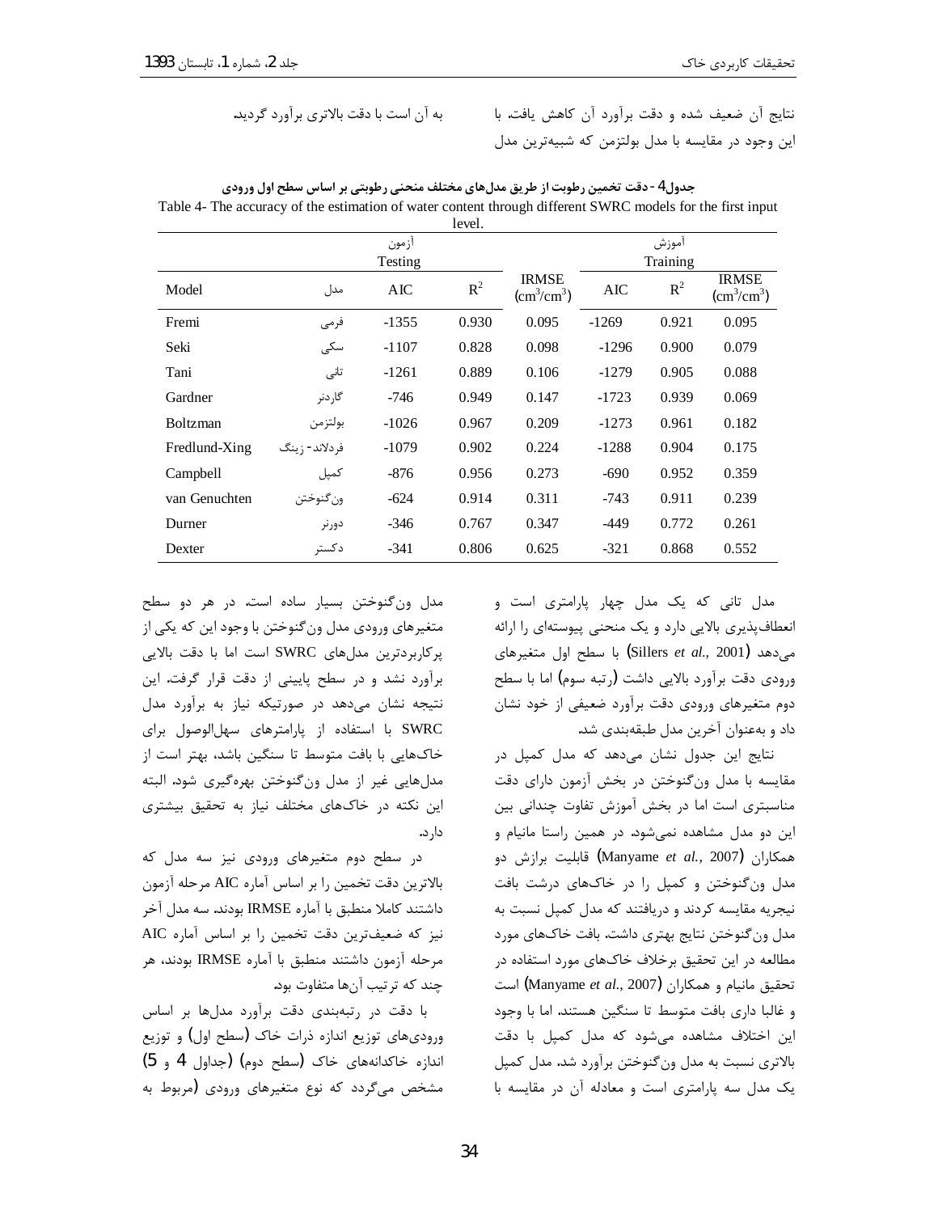نتایج آن ضعیف شده و دقت برآورد آن کاهش یافت. با این وجود در مقایسه با مدل بولتزمن که شبیه‌ترین مدل به آن است با دقت بالاتری برآورد گردید.

**جدول4- دقت تخمین رطوبت از طریق مدل‌های مختلف منحنی رطوبتی بر اساس سطح اول ورودی**

Table 4- The accuracy of the estimation of water content through different SWRC models for the first input level.

| Model | مدل | آزمون Testing AIC | $R^2$ | IRMSE ($cm^3/cm^3$) | آموزش Training AIC | $R^2$ | IRMSE ($cm^3/cm^3$) |
|---|---|---|---|---|---|---|---|
| Fremi | فرمی | -1355 | 0.930 | 0.095 | -1269 | 0.921 | 0.095 |
| Seki | سکی | -1107 | 0.828 | 0.098 | -1296 | 0.900 | 0.079 |
| Tani | تانی | -1261 | 0.889 | 0.106 | -1279 | 0.905 | 0.088 |
| Gardner | گاردنر | -746 | 0.949 | 0.147 | -1723 | 0.939 | 0.069 |
| Boltzman | بولتزمن | -1026 | 0.967 | 0.209 | -1273 | 0.961 | 0.182 |
| Fredlund-Xing | فردلاند- زینگ | -1079 | 0.902 | 0.224 | -1288 | 0.904 | 0.175 |
| Campbell | کمپل | -876 | 0.956 | 0.273 | -690 | 0.952 | 0.359 |
| van Genuchten | ون‌گنوختن | -624 | 0.914 | 0.311 | -743 | 0.911 | 0.239 |
| Durner | دورنر | -346 | 0.767 | 0.347 | -449 | 0.772 | 0.261 |
| Dexter | دکستر | -341 | 0.806 | 0.625 | -321 | 0.868 | 0.552 |

مدل تانی که یک مدل چهار پارامتری است و انعطاف‌پذیری بالایی دارد و یک منحنی پیوسته‌ای را ارائه می‌دهد (Sillers *et al.*, 2001) با سطح اول متغیرهای ورودی دقت برآورد بالایی داشت (رتبه سوم) اما با سطح دوم متغیرهای ورودی دقت برآورد ضعیفی از خود نشان داد و به‌عنوان آخرین مدل طبقه‌بندی شد.

نتایج این جدول نشان می‌دهد که مدل کمپل در مقایسه با مدل ون‌گنوختن در بخش آزمون دارای دقت مناسبتری است اما در بخش آموزش تفاوت چندانی بین این دو مدل مشاهده نمی‌شود. در همین راستا مانیام و همکاران (Manyame *et al.*, 2007) قابلیت برازش دو مدل ون‌گنوختن و کمپل را در خاک‌های درشت بافت نیجریه مقایسه کردند و دریافتند که مدل کمپل نسبت به مدل ون‌گنوختن نتایج بهتری داشت. بافت خاک‌های مورد مطالعه در این تحقیق برخلاف خاک‌های مورد استفاده در تحقیق مانیام و همکاران (Manyame *et al.*, 2007) است و غالبا داری بافت متوسط تا سنگین هستند. اما با وجود این اختلاف مشاهده می‌شود که مدل کمپل با دقت بالاتری نسبت به مدل ون‌گنوختن برآورد شد. مدل کمپل یک مدل سه پارامتری است و معادله آن در مقایسه با مدل ون‌گنوختن بسیار ساده است. در هر دو سطح متغیرهای ورودی مدل ون‌گنوختن با وجود این که یکی از پرکاربردترین مدل‌های SWRC است اما با دقت بالایی برآورد نشد و در سطح پایینی از دقت قرار گرفت. این نتیجه نشان می‌دهد در صورتیکه نیاز به برآورد مدل SWRC با استفاده از پارامترهای سهل‌الوصول برای خاک‌هایی با بافت متوسط تا سنگین باشد، بهتر است از مدل‌هایی غیر از مدل ون‌گنوختن بهره‌گیری شود. البته این نکته در خاک‌های مختلف نیاز به تحقیق بیشتری دارد.

در سطح دوم متغیرهای ورودی نیز سه مدل که بالاترین دقت تخمین را بر اساس آماره AIC مرحله آزمون داشتند کاملا منطبق با آماره IRMSE بودند. سه مدل آخر نیز که ضعیف‌ترین دقت تخمین را بر اساس آماره AIC مرحله آزمون داشتند منطبق با آماره IRMSE بودند، هر چند که ترتیب آن‌ها متفاوت بود.

با دقت در رتبه‌بندی دقت برآورد مدل‌ها بر اساس ورودی‌های توزیع اندازه ذرات خاک (سطح اول) و توزیع اندازه خاکدانه‌های خاک (سطح دوم) (جداول 4 و 5) مشخص می‌گردد که نوع متغیرهای ورودی (مربوط به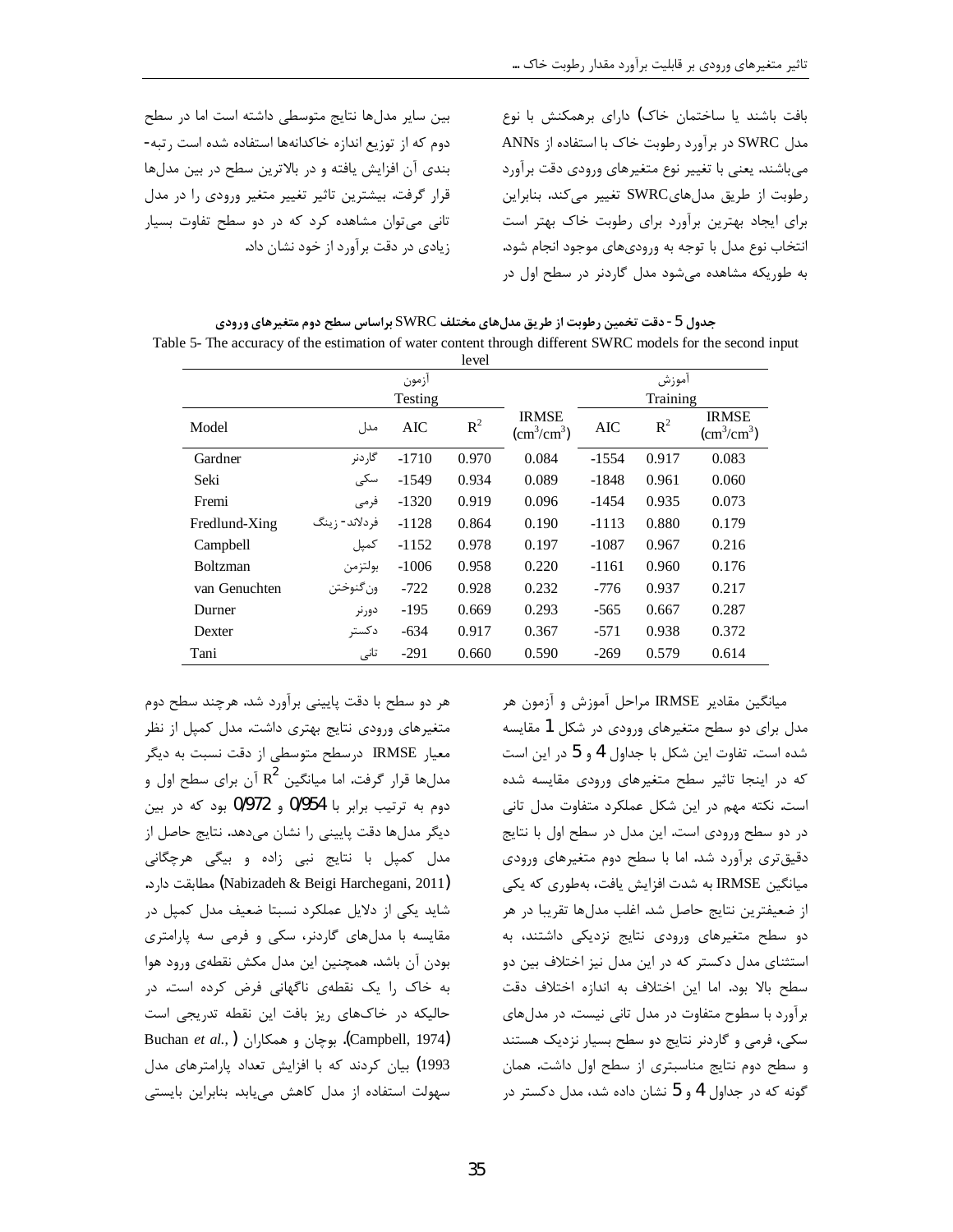بافت باشند یا ساختمان خاک) دارای برهمکنش با نوع مدل SWRC در برآورد رطوبت خاک با استفاده از ANNs می‌باشند. یعنی با تغییر نوع متغیرهای ورودی دقت برآورد رطوبت از طریق مدل‌هایSWRC تغییر می‌کند. بنابراین برای ایجاد بهترین برآورد برای رطوبت خاک بهتر است انتخاب نوع مدل با توجه به ورودی‌های موجود انجام شود. به طوریکه مشاهده می‌شود مدل گاردنر در سطح اول در بین سایر مدل‌ها نتایج متوسطی داشته است اما در سطح دوم که از توزیع اندازه خاکدانه‌ها استفاده شده است رتبه‌بندی آن افزایش یافته و در بالاترین سطح در بین مدل‌ها قرار گرفت. بیشترین تاثیر تغییر متغیر ورودی را در مدل تانی می‌توان مشاهده کرد که در دو سطح تفاوت بسیار زیادی در دقت برآورد از خود نشان داد.

**جدول 5- دقت تخمین رطوبت از طریق مدل‌های مختلف SWRC براساس سطح دوم متغیرهای ورودی**

Table 5- The accuracy of the estimation of water content through different SWRC models for the second input level

| Model | مدل | آزمون Testing AIC | $R^2$ | IRMSE ($cm^3/cm^3$) | آموزش Training AIC | $R^2$ | IRMSE ($cm^3/cm^3$) |
|---|---|---|---|---|---|---|---|
| Gardner | گاردنر | -1710 | 0.970 | 0.084 | -1554 | 0.917 | 0.083 |
| Seki | سکی | -1549 | 0.934 | 0.089 | -1848 | 0.961 | 0.060 |
| Fremi | فرمی | -1320 | 0.919 | 0.096 | -1454 | 0.935 | 0.073 |
| Fredlund-Xing | فردلاند- زینگ | -1128 | 0.864 | 0.190 | -1113 | 0.880 | 0.179 |
| Campbell | کمپل | -1152 | 0.978 | 0.197 | -1087 | 0.967 | 0.216 |
| Boltzman | بولتزمن | -1006 | 0.958 | 0.220 | -1161 | 0.960 | 0.176 |
| van Genuchten | ون‌گنوختن | -722 | 0.928 | 0.232 | -776 | 0.937 | 0.217 |
| Durner | دورنر | -195 | 0.669 | 0.293 | -565 | 0.667 | 0.287 |
| Dexter | دکستر | -634 | 0.917 | 0.367 | -571 | 0.938 | 0.372 |
| Tani | تانی | -291 | 0.660 | 0.590 | -269 | 0.579 | 0.614 |

میانگین مقادیر IRMSE مراحل آموزش و آزمون هر مدل برای دو سطح متغیرهای ورودی در شکل 1 مقایسه شده است. تفاوت این شکل با جداول 4 و 5 در این است که در اینجا تاثیر سطح متغیرهای ورودی مقایسه شده است. نکته مهم در این شکل عملکرد متفاوت مدل تانی در دو سطح ورودی است. این مدل در سطح اول با نتایج دقیق‌تری برآورد شد. اما با سطح دوم متغیرهای ورودی میانگین IRMSE به شدت افزایش یافت، به‌طوری که یکی از ضعیفترین نتایج حاصل شد. اغلب مدل‌ها تقریبا در هر دو سطح متغیرهای ورودی نتایج نزدیکی داشتند، به استثنای مدل دکستر که در این مدل نیز اختلاف بین دو سطح بالا بود. اما این اختلاف به اندازه اختلاف دقت برآورد با سطوح متفاوت در مدل تانی نیست. در مدل‌های سکی، فرمی و گاردنر نتایج دو سطح بسیار نزدیک هستند و سطح دوم نتایج مناسبتری از سطح اول داشت. همان گونه که در جداول 4 و 5 نشان داده شد، مدل دکستر در هر دو سطح با دقت پایینی برآورد شد. هرچند سطح دوم متغیرهای ورودی نتایج بهتری داشت. مدل کمپل از نظر معیار IRMSE درسطح متوسطی از دقت نسبت به دیگر مدل‌ها قرار گرفت. اما میانگین $R^2$ آن برای سطح اول و دوم به ترتیب برابر با 0/954 و 0/972 بود که در بین دیگر مدل‌ها دقت پایینی را نشان می‌دهد. نتایج حاصل از مدل کمپل با نتایج نبی زاده و بیگی هرچگانی (Nabizadeh & Beigi Harchegani, 2011) مطابقت دارد. شاید یکی از دلایل عملکرد نسبتا ضعیف مدل کمپل در مقایسه با مدل‌های گاردنر، سکی و فرمی سه پارامتری بودن آن باشد. همچنین این مدل مکش نقطه‌ی ورود هوا به خاک را یک نقطه‌ی ناگهانی فرض کرده است. در حالیکه در خاک‌های ریز بافت این نقطه تدریجی است (Campbell, 1974). بوچان و همکاران (Buchan *et al.*, 1993) بیان کردند که با افزایش تعداد پارامترهای مدل سهولت استفاده از مدل کاهش می‌یابد. بنابراین بایستی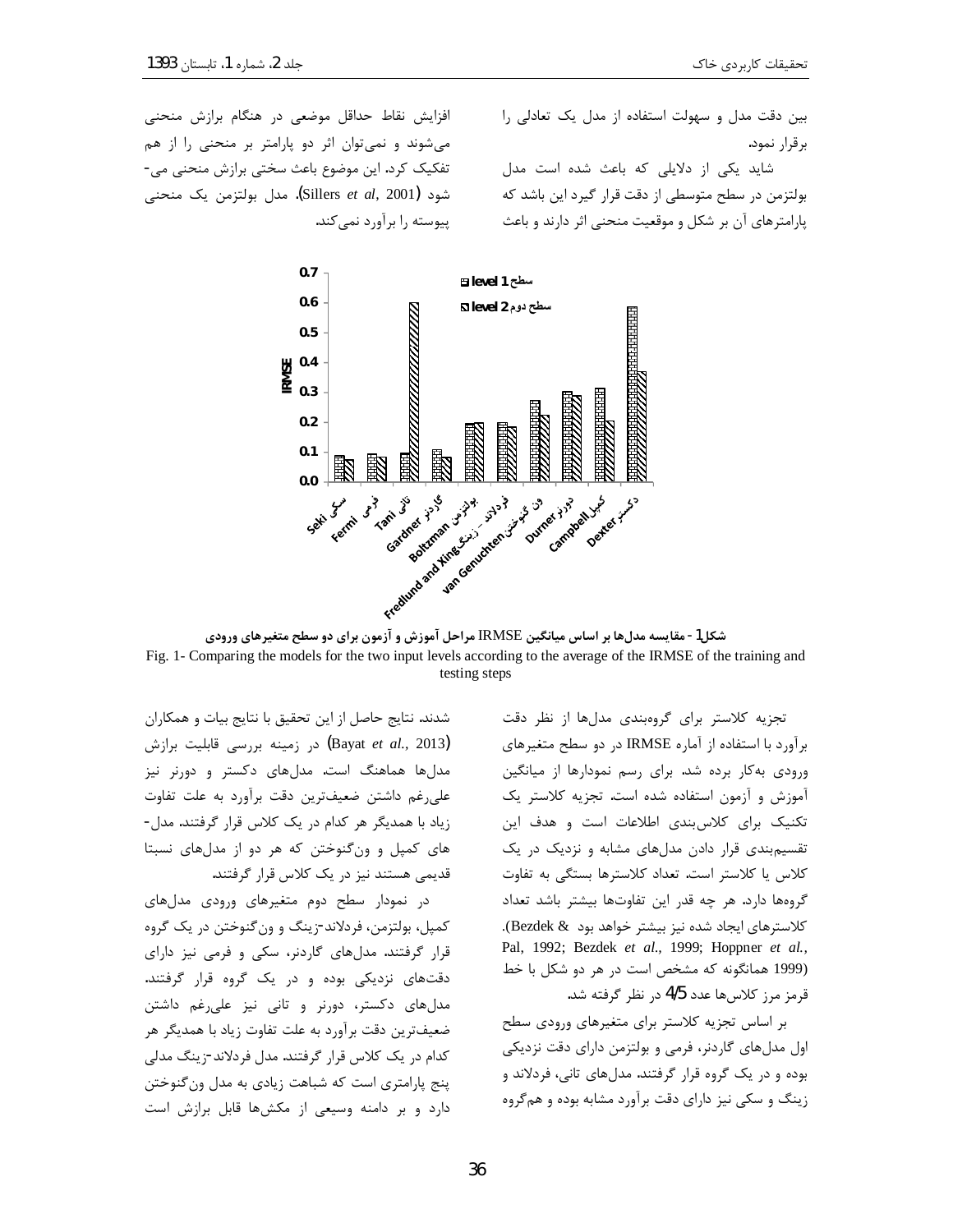بین دقت مدل و سهولت استفاده از مدل یک تعادلی را برقرار نمود.

شاید یکی از دلایلی که باعث شده است مدل بولتزمن در سطح متوسطی از دقت قرار گیرد این باشد که پارامترهای آن بر شکل و موقعیت منحنی اثر دارند و باعث افزایش نقاط حداقل موضعی در هنگام برازش منحنی می‌شوند و نمی‌توان اثر دو پارامتر بر منحنی را از هم تفکیک کرد. این موضوع باعث سختی برازش منحنی می‌شود (Sillers *et al*, 2001). مدل بولتزمن یک منحنی پیوسته را برآورد نمی‌کند.

**شکل1 - مقایسه مدل‌ها بر اساس میانگین IRMSE مراحل آموزش و آزمون برای دو سطح متغیرهای ورودی**

Fig. 1- Comparing the models for the two input levels according to the average of the IRMSE of the training and testing steps

تجزیه کلاستر برای گروه‌بندی مدل‌ها از نظر دقت برآورد با استفاده از آماره IRMSE در دو سطح متغیرهای ورودی به‌کار برده شد. برای رسم نمودارها از میانگین آموزش و آزمون استفاده شده است. تجزیه کلاستر یک تکنیک برای کلاس‌بندی اطلاعات است و هدف این تقسیم‌بندی قرار دادن مدل‌های مشابه و نزدیک در یک کلاس یا کلاستر است. تعداد کلاسترها بستگی به تفاوت گروه‌ها دارد. هر چه قدر این تفاوت‌ها بیشتر باشد تعداد کلاسترهای ایجاد شده نیز بیشتر خواهد بود (Bezdek & Pal, 1992; Bezdek *et al.*, 1999; Hoppner *et al.*, 1999). همانگونه که مشخص است در هر دو شکل با خط قرمز مرز کلاس‌ها عدد 4/5 در نظر گرفته شد.

بر اساس تجزیه کلاستر برای متغیرهای ورودی سطح اول مدل‌های گاردنر، فرمی و بولتزمن دارای دقت نزدیکی بوده و در یک گروه قرار گرفتند. مدل‌های تانی، فردلاند و زینگ و سکی نیز دارای دقت برآورد مشابه بوده و هم‌گروه شدند. نتایج حاصل از این تحقیق با نتایج بیات و همکاران (Bayat *et al.*, 2013) در زمینه بررسی قابلیت برازش مدل‌ها هماهنگ است. مدل‌های دکستر و دورنر نیز علی‌رغم داشتن ضعیف‌ترین دقت برآورد به علت تفاوت زیاد با همدیگر هر کدام در یک کلاس قرار گرفتند. مدل‌های کمپل و ون‌گنوختن که هر دو از مدل‌های نسبتا قدیمی هستند نیز در یک کلاس قرار گرفتند.

در نمودار سطح دوم متغیرهای ورودی مدل‌های کمپل، بولتزمن، فردلاند-زینگ و ون‌گنوختن در یک گروه قرار گرفتند. مدل‌های گاردنر، سکی و فرمی نیز دارای دقت‌های نزدیکی بوده و در یک گروه قرار گرفتند. مدل‌های دکستر، دورنر و تانی نیز علی‌رغم داشتن ضعیف‌ترین دقت برآورد به علت تفاوت زیاد با همدیگر هر کدام در یک کلاس قرار گرفتند. مدل فردلاند-زینگ مدلی پنج پارامتری است که شباهت زیادی به مدل ون‌گنوختن دارد و بر دامنه وسیعی از مکش‌ها قابل برازش است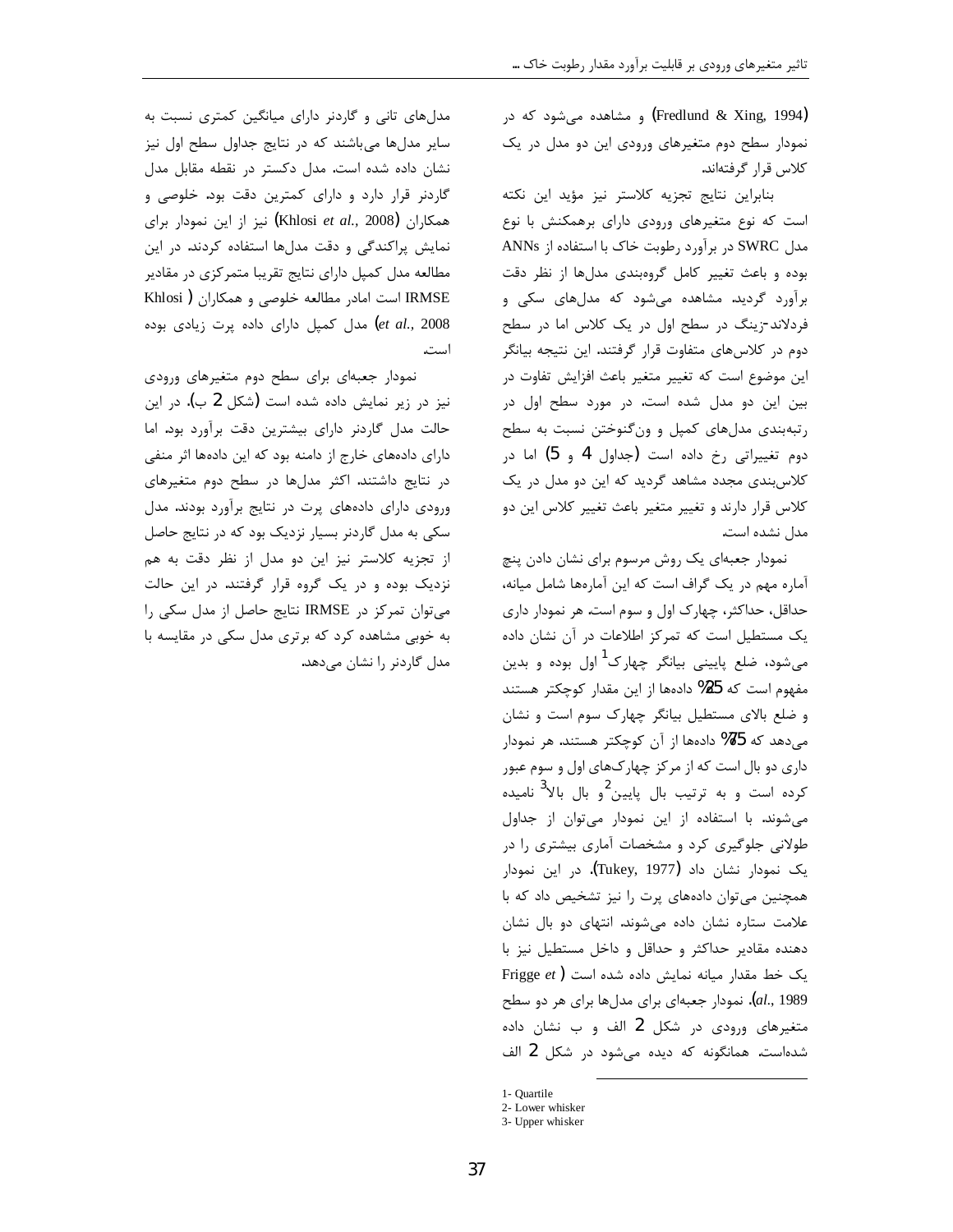(Fredlund & Xing, 1994) و مشاهده می‌شود که در نمودار سطح دوم متغیرهای ورودی این دو مدل در یک کلاس قرار گرفته‌اند.

بنابراین نتایج تجزیه کلاستر نیز مؤید این نکته است که نوع متغیرهای ورودی دارای برهمکنش با نوع مدل SWRC در برآورد رطوبت خاک با استفاده از ANNs بوده و باعث تغییر کامل گروه‌بندی مدل‌ها از نظر دقت برآورد گردید. مشاهده می‌شود که مدل‌های سکی و فردلاند-زینگ در سطح اول در یک کلاس اما در سطح دوم در کلاس‌های متفاوت قرار گرفتند. این نتیجه بیانگر این موضوع است که تغییر متغیر باعث افزایش تفاوت در بین این دو مدل شده است. در مورد سطح اول در رتبه‌بندی مدل‌های کمپل و ون‌گنوختن نسبت به سطح دوم تغییراتی رخ داده است (جداول 4 و 5) اما در کلاس‌بندی مجدد مشاهد گردید که این دو مدل در یک کلاس قرار دارند و تغییر متغیر باعث تغییر کلاس این دو مدل نشده است.

نمودار جعبه‌ای یک روش مرسوم برای نشان دادن پنج آماره مهم در یک گراف است که این آماره‌ها شامل میانه، حداقل، حداکثر، چهارک اول و سوم است. هر نمودار داری یک مستطیل است که تمرکز اطلاعات در آن نشان داده می‌شود، ضلع پایینی بیانگر چهارک[1] اول بوده و بدین مفهوم است که 25% داده‌ها از این مقدار کوچکتر هستند و ضلع بالای مستطیل بیانگر چهارک سوم است و نشان می‌دهد که 75% داده‌ها از آن کوچکتر هستند. هر نمودار داری دو بال است که از مرکز چهارک‌های اول و سوم عبور کرده است و به ترتیب بال پایین[2] و بال بالا[3] نامیده می‌شوند. با استفاده از این نمودار می‌توان از جداول طولانی جلوگیری کرد و مشخصات آماری بیشتری را در یک نمودار نشان داد (Tukey, 1977). در این نمودار همچنین می‌توان داده‌های پرت را نیز تشخیص داد که با علامت ستاره نشان داده می‌شوند. انتهای دو بال نشان دهنده مقادیر حداکثر و حداقل و داخل مستطیل نیز با یک خط مقدار میانه نمایش داده شده است (Frigge *et al*., 1989). نمودار جعبه‌ای برای مدل‌ها برای هر دو سطح متغیرهای ورودی در شکل 2 الف و ب نشان داده شده‌است. همانگونه که دیده می‌شود در شکل 2 الف مدل‌های تانی و گاردنر دارای میانگین کمتری نسبت به سایر مدل‌ها می‌باشند که در نتایج جداول سطح اول نیز نشان داده شده است. مدل دکستر در نقطه مقابل مدل گاردنر قرار دارد و دارای کمترین دقت بود. خلوصی و همکاران (Khlosi *et al*., 2008) نیز از این نمودار برای نمایش پراکندگی و دقت مدل‌ها استفاده کردند. در این مطالعه مدل کمپل دارای نتایج تقریبا متمرکزی در مقادیر IRMSE است امادر مطالعه خلوصی و همکاران (Khlosi *et al*., 2008) مدل کمپل دارای داده پرت زیادی بوده است.

نمودار جعبه‌ای برای سطح دوم متغیرهای ورودی نیز در زیر نمایش داده شده است (شکل 2 ب). در این حالت مدل گاردنر دارای بیشترین دقت برآورد بود. اما دارای داده‌های خارج از دامنه بود که این داده‌ها اثر منفی در نتایج داشتند. اکثر مدل‌ها در سطح دوم متغیرهای ورودی دارای داده‌های پرت در نتایج برآورد بودند. مدل سکی به مدل گاردنر بسیار نزدیک بود که در نتایج حاصل از تجزیه کلاستر نیز این دو مدل از نظر دقت به هم نزدیک بوده و در یک گروه قرار گرفتند. در این حالت می‌توان تمرکز در IRMSE نتایج حاصل از مدل سکی را به خوبی مشاهده کرد که برتری مدل سکی در مقایسه با مدل گاردنر را نشان می‌دهد.

---

1- Quartile
2- Lower whisker
3- Upper whisker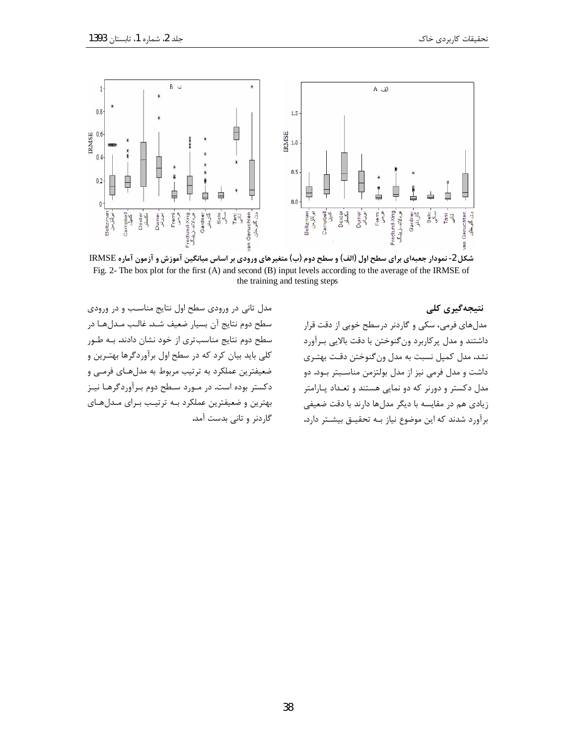شکل2- نمودار جعبه‌ای برای سطح اول (الف) و سطح دوم (ب) متغیرهای ورودی بر اساس میانگین آموزش و آزمون آماره IRMSE

Fig. 2- The box plot for the first (A) and second (B) input levels according to the average of the IRMSE of the training and testing steps

مدل تانی در ورودی سطح اول نتایج مناسب و در ورودی سطح دوم نتایج آن بسیار ضعیف شد. غالب مدل‌ها در سطح دوم نتایج مناسب‌تری از خود نشان دادند. به طور کلی باید بیان کرد که در سطح اول برآوردگرها بهترین و ضعیفترین عملکرد به ترتیب مربوط به مدل‌های فرمی و دکستر بوده است. در مورد سطح دوم برآوردگرها نیز بهترین و ضعیفترین عملکرد به ترتیب برای مدل‌های گاردنر و تانی بدست آمد.

## نتیجه‌گیری کلی

مدل‌های فرمی، سکی و گاردنر درسطح خوبی از دقت قرار داشتند و مدل پرکاربرد ون‌گنوختن با دقت بالایی برآورد نشد. مدل کمپل نسبت به مدل ون‌گنوختن دقت بهتری داشت و مدل فرمی نیز از مدل بولتزمن مناسب‌تر بود. دو مدل دکستر و دورنر که دو نمایی هستند و تعداد پارامتر زیادی هم در مقایسه با دیگر مدل‌ها دارند با دقت ضعیفی برآورد شدند که این موضوع نیاز به تحقیق بیشتر دارد.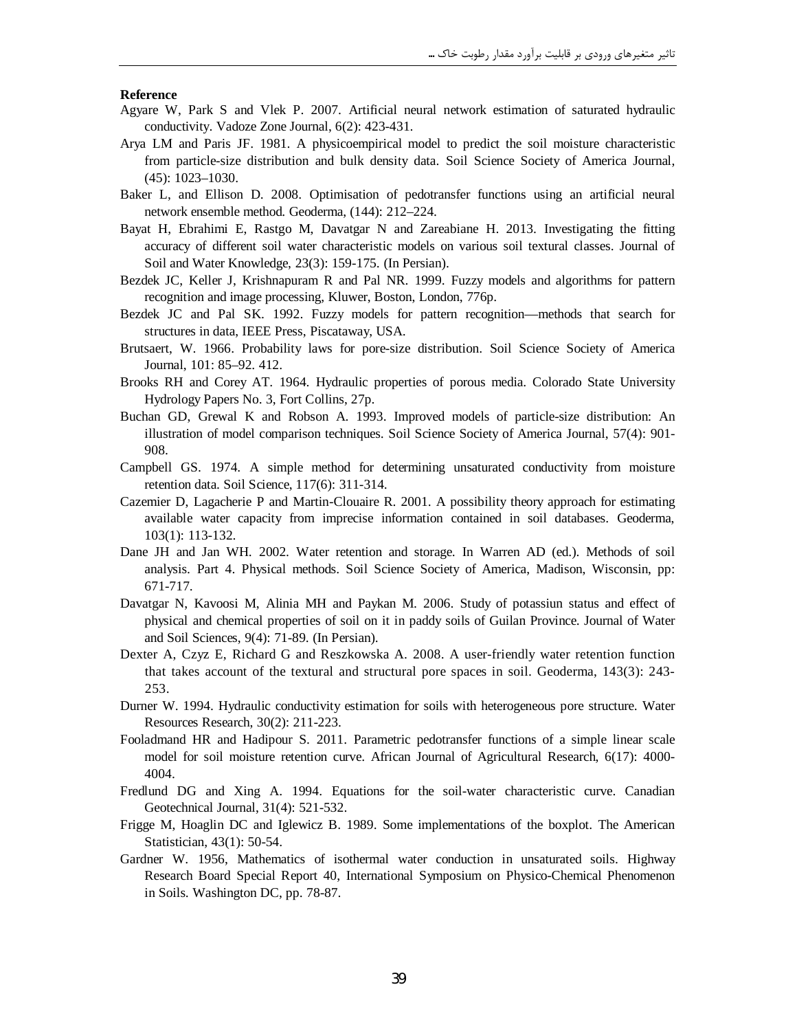**Reference**

Agyare W, Park S and Vlek P. 2007. Artificial neural network estimation of saturated hydraulic conductivity. Vadoze Zone Journal, 6(2): 423-431.

Arya LM and Paris JF. 1981. A physicoempirical model to predict the soil moisture characteristic from particle-size distribution and bulk density data. Soil Science Society of America Journal, (45): 1023–1030.

Baker L, and Ellison D. 2008. Optimisation of pedotransfer functions using an artificial neural network ensemble method. Geoderma, (144): 212–224.

Bayat H, Ebrahimi E, Rastgo M, Davatgar N and Zareabiane H. 2013. Investigating the fitting accuracy of different soil water characteristic models on various soil textural classes. Journal of Soil and Water Knowledge, 23(3): 159-175. (In Persian).

Bezdek JC, Keller J, Krishnapuram R and Pal NR. 1999. Fuzzy models and algorithms for pattern recognition and image processing, Kluwer, Boston, London, 776p.

Bezdek JC and Pal SK. 1992. Fuzzy models for pattern recognition—methods that search for structures in data, IEEE Press, Piscataway, USA.

Brutsaert, W. 1966. Probability laws for pore-size distribution. Soil Science Society of America Journal, 101: 85–92. 412.

Brooks RH and Corey AT. 1964. Hydraulic properties of porous media. Colorado State University Hydrology Papers No. 3, Fort Collins, 27p.

Buchan GD, Grewal K and Robson A. 1993. Improved models of particle-size distribution: An illustration of model comparison techniques. Soil Science Society of America Journal, 57(4): 901-908.

Campbell GS. 1974. A simple method for determining unsaturated conductivity from moisture retention data. Soil Science, 117(6): 311-314.

Cazemier D, Lagacherie P and Martin-Clouaire R. 2001. A possibility theory approach for estimating available water capacity from imprecise information contained in soil databases. Geoderma, 103(1): 113-132.

Dane JH and Jan WH. 2002. Water retention and storage. In Warren AD (ed.). Methods of soil analysis. Part 4. Physical methods. Soil Science Society of America, Madison, Wisconsin, pp: 671-717.

Davatgar N, Kavoosi M, Alinia MH and Paykan M. 2006. Study of potassiun status and effect of physical and chemical properties of soil on it in paddy soils of Guilan Province. Journal of Water and Soil Sciences, 9(4): 71-89. (In Persian).

Dexter A, Czyz E, Richard G and Reszkowska A. 2008. A user-friendly water retention function that takes account of the textural and structural pore spaces in soil. Geoderma, 143(3): 243-253.

Durner W. 1994. Hydraulic conductivity estimation for soils with heterogeneous pore structure. Water Resources Research, 30(2): 211-223.

Fooladmand HR and Hadipour S. 2011. Parametric pedotransfer functions of a simple linear scale model for soil moisture retention curve. African Journal of Agricultural Research, 6(17): 4000-4004.

Fredlund DG and Xing A. 1994. Equations for the soil-water characteristic curve. Canadian Geotechnical Journal, 31(4): 521-532.

Frigge M, Hoaglin DC and Iglewicz B. 1989. Some implementations of the boxplot. The American Statistician, 43(1): 50-54.

Gardner W. 1956, Mathematics of isothermal water conduction in unsaturated soils. Highway Research Board Special Report 40, International Symposium on Physico-Chemical Phenomenon in Soils. Washington DC, pp. 78-87.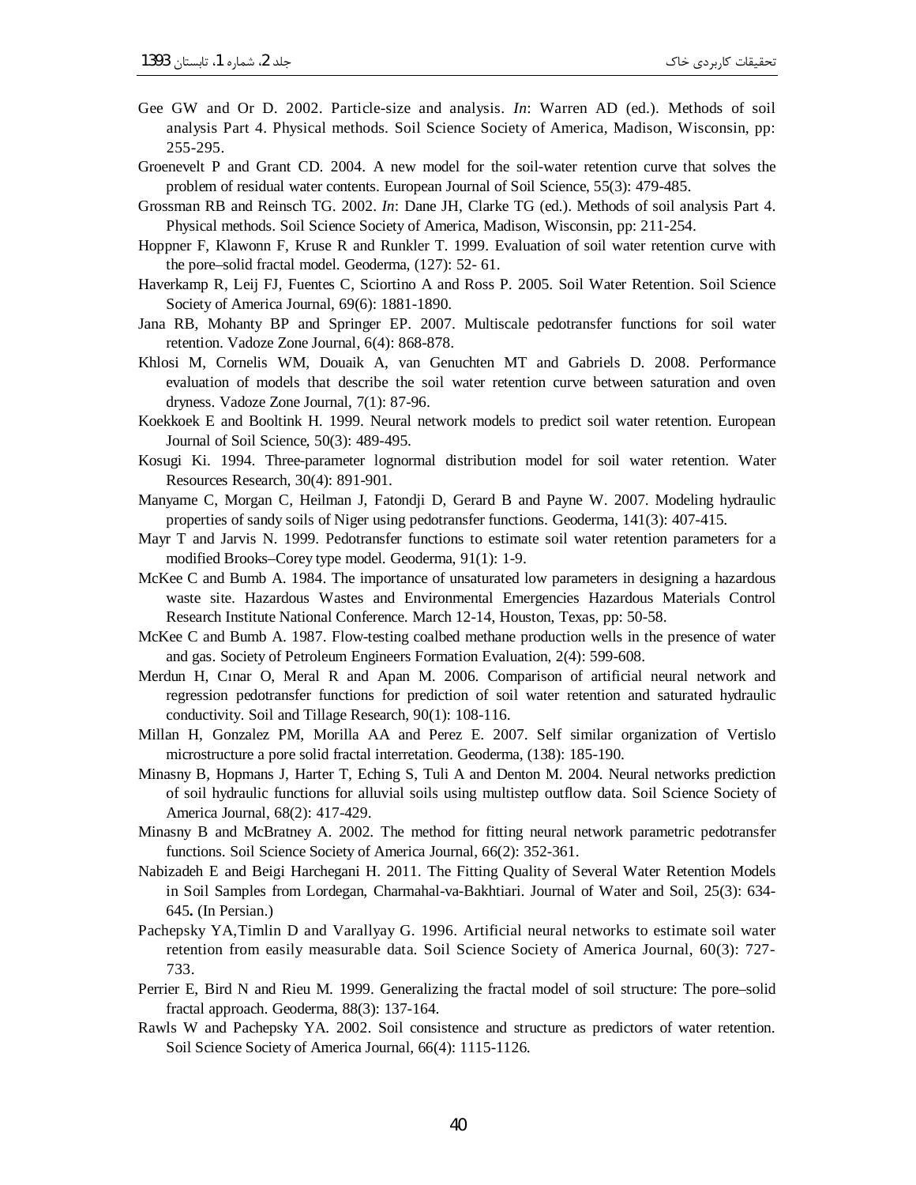Gee GW and Or D. 2002. Particle-size and analysis. *In*: Warren AD (ed.). Methods of soil analysis Part 4. Physical methods. Soil Science Society of America, Madison, Wisconsin, pp: 255-295.

Groenevelt P and Grant CD. 2004. A new model for the soil-water retention curve that solves the problem of residual water contents. European Journal of Soil Science, 55(3): 479-485.

Grossman RB and Reinsch TG. 2002. *In*: Dane JH, Clarke TG (ed.). Methods of soil analysis Part 4. Physical methods. Soil Science Society of America, Madison, Wisconsin, pp: 211-254.

Hoppner F, Klawonn F, Kruse R and Runkler T. 1999. Evaluation of soil water retention curve with the pore–solid fractal model. Geoderma, (127): 52- 61.

Haverkamp R, Leij FJ, Fuentes C, Sciortino A and Ross P. 2005. Soil Water Retention. Soil Science Society of America Journal, 69(6): 1881-1890.

Jana RB, Mohanty BP and Springer EP. 2007. Multiscale pedotransfer functions for soil water retention. Vadoze Zone Journal, 6(4): 868-878.

Khlosi M, Cornelis WM, Douaik A, van Genuchten MT and Gabriels D. 2008. Performance evaluation of models that describe the soil water retention curve between saturation and oven dryness. Vadoze Zone Journal, 7(1): 87-96.

Koekkoek E and Booltink H. 1999. Neural network models to predict soil water retention. European Journal of Soil Science, 50(3): 489-495.

Kosugi Ki. 1994. Three-parameter lognormal distribution model for soil water retention. Water Resources Research, 30(4): 891-901.

Manyame C, Morgan C, Heilman J, Fatondji D, Gerard B and Payne W. 2007. Modeling hydraulic properties of sandy soils of Niger using pedotransfer functions. Geoderma, 141(3): 407-415.

Mayr T and Jarvis N. 1999. Pedotransfer functions to estimate soil water retention parameters for a modified Brooks–Corey type model. Geoderma, 91(1): 1-9.

McKee C and Bumb A. 1984. The importance of unsaturated low parameters in designing a hazardous waste site. Hazardous Wastes and Environmental Emergencies Hazardous Materials Control Research Institute National Conference. March 12-14, Houston, Texas, pp: 50-58.

McKee C and Bumb A. 1987. Flow-testing coalbed methane production wells in the presence of water and gas. Society of Petroleum Engineers Formation Evaluation, 2(4): 599-608.

Merdun H, Cınar O, Meral R and Apan M. 2006. Comparison of artificial neural network and regression pedotransfer functions for prediction of soil water retention and saturated hydraulic conductivity. Soil and Tillage Research, 90(1): 108-116.

Millan H, Gonzalez PM, Morilla AA and Perez E. 2007. Self similar organization of Vertislo microstructure a pore solid fractal interretation. Geoderma, (138): 185-190.

Minasny B, Hopmans J, Harter T, Eching S, Tuli A and Denton M. 2004. Neural networks prediction of soil hydraulic functions for alluvial soils using multistep outflow data. Soil Science Society of America Journal, 68(2): 417-429.

Minasny B and McBratney A. 2002. The method for fitting neural network parametric pedotransfer functions. Soil Science Society of America Journal, 66(2): 352-361.

Nabizadeh E and Beigi Harchegani H. 2011. The Fitting Quality of Several Water Retention Models in Soil Samples from Lordegan, Charmahal-va-Bakhtiari. Journal of Water and Soil, 25(3): 634-645**.** (In Persian.)

Pachepsky YA,Timlin D and Varallyay G. 1996. Artificial neural networks to estimate soil water retention from easily measurable data. Soil Science Society of America Journal, 60(3): 727-733.

Perrier E, Bird N and Rieu M. 1999. Generalizing the fractal model of soil structure: The pore–solid fractal approach. Geoderma, 88(3): 137-164.

Rawls W and Pachepsky YA. 2002. Soil consistence and structure as predictors of water retention. Soil Science Society of America Journal, 66(4): 1115-1126.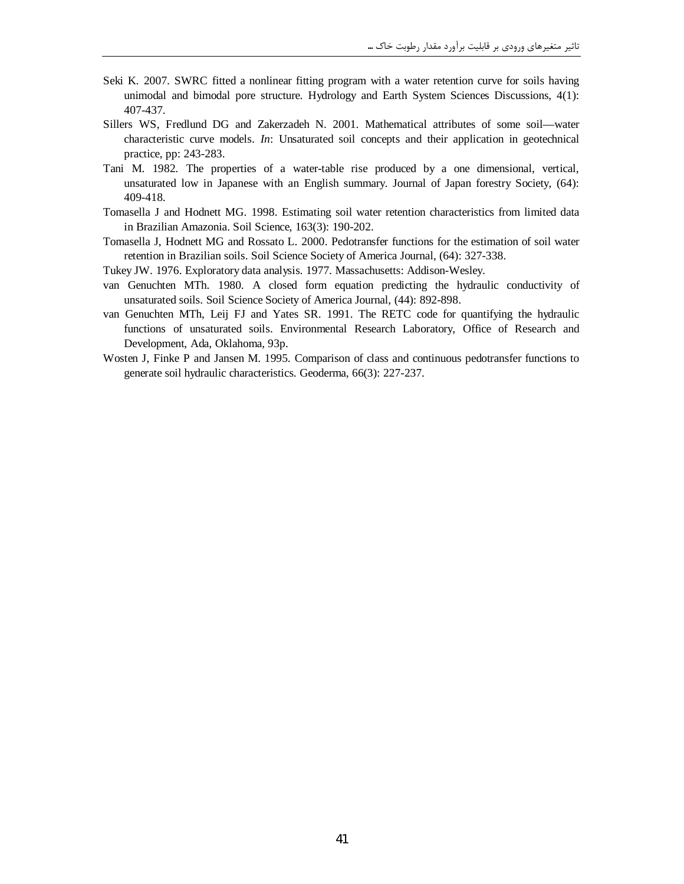Seki K. 2007. SWRC fitted a nonlinear fitting program with a water retention curve for soils having unimodal and bimodal pore structure. Hydrology and Earth System Sciences Discussions, 4(1): 407-437.

Sillers WS, Fredlund DG and Zakerzadeh N. 2001. Mathematical attributes of some soil—water characteristic curve models. *In*: Unsaturated soil concepts and their application in geotechnical practice, pp: 243-283.

Tani M. 1982. The properties of a water-table rise produced by a one dimensional, vertical, unsaturated low in Japanese with an English summary. Journal of Japan forestry Society, (64): 409-418.

Tomasella J and Hodnett MG. 1998. Estimating soil water retention characteristics from limited data in Brazilian Amazonia. Soil Science, 163(3): 190-202.

Tomasella J, Hodnett MG and Rossato L. 2000. Pedotransfer functions for the estimation of soil water retention in Brazilian soils. Soil Science Society of America Journal, (64): 327-338.

Tukey JW. 1976. Exploratory data analysis. 1977. Massachusetts: Addison-Wesley.

van Genuchten MTh. 1980. A closed form equation predicting the hydraulic conductivity of unsaturated soils. Soil Science Society of America Journal, (44): 892-898.

van Genuchten MTh, Leij FJ and Yates SR. 1991. The RETC code for quantifying the hydraulic functions of unsaturated soils. Environmental Research Laboratory, Office of Research and Development, Ada, Oklahoma, 93p.

Wosten J, Finke P and Jansen M. 1995. Comparison of class and continuous pedotransfer functions to generate soil hydraulic characteristics. Geoderma, 66(3): 227-237.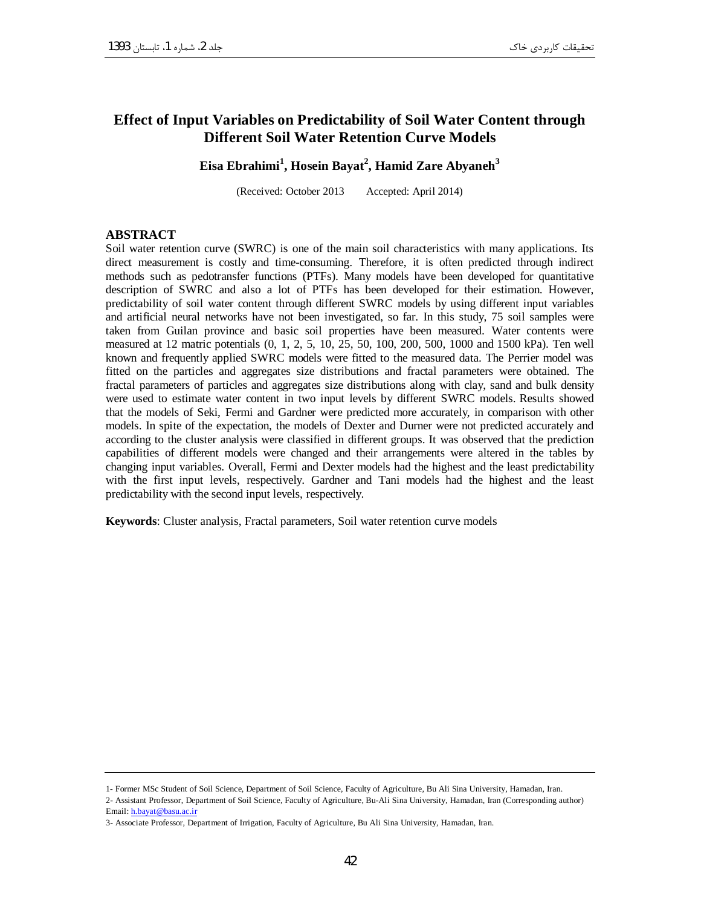# Effect of Input Variables on Predictability of Soil Water Content through Different Soil Water Retention Curve Models

**Eisa Ebrahimi[1], Hosein Bayat[2], Hamid Zare Abyaneh[3]**

(Received: October 2013 Accepted: April 2014)

## ABSTRACT

Soil water retention curve (SWRC) is one of the main soil characteristics with many applications. Its direct measurement is costly and time-consuming. Therefore, it is often predicted through indirect methods such as pedotransfer functions (PTFs). Many models have been developed for quantitative description of SWRC and also a lot of PTFs has been developed for their estimation. However, predictability of soil water content through different SWRC models by using different input variables and artificial neural networks have not been investigated, so far. In this study, 75 soil samples were taken from Guilan province and basic soil properties have been measured. Water contents were measured at 12 matric potentials (0, 1, 2, 5, 10, 25, 50, 100, 200, 500, 1000 and 1500 kPa). Ten well known and frequently applied SWRC models were fitted to the measured data. The Perrier model was fitted on the particles and aggregates size distributions and fractal parameters were obtained. The fractal parameters of particles and aggregates size distributions along with clay, sand and bulk density were used to estimate water content in two input levels by different SWRC models. Results showed that the models of Seki, Fermi and Gardner were predicted more accurately, in comparison with other models. In spite of the expectation, the models of Dexter and Durner were not predicted accurately and according to the cluster analysis were classified in different groups. It was observed that the prediction capabilities of different models were changed and their arrangements were altered in the tables by changing input variables. Overall, Fermi and Dexter models had the highest and the least predictability with the first input levels, respectively. Gardner and Tani models had the highest and the least predictability with the second input levels, respectively.

**Keywords**: Cluster analysis, Fractal parameters, Soil water retention curve models

---

1- Former MSc Student of Soil Science, Department of Soil Science, Faculty of Agriculture, Bu Ali Sina University, Hamadan, Iran.

2- Assistant Professor, Department of Soil Science, Faculty of Agriculture, Bu-Ali Sina University, Hamadan, Iran (Corresponding author) Email: h.bayat@basu.ac.ir

3- Associate Professor, Department of Irrigation, Faculty of Agriculture, Bu Ali Sina University, Hamadan, Iran.